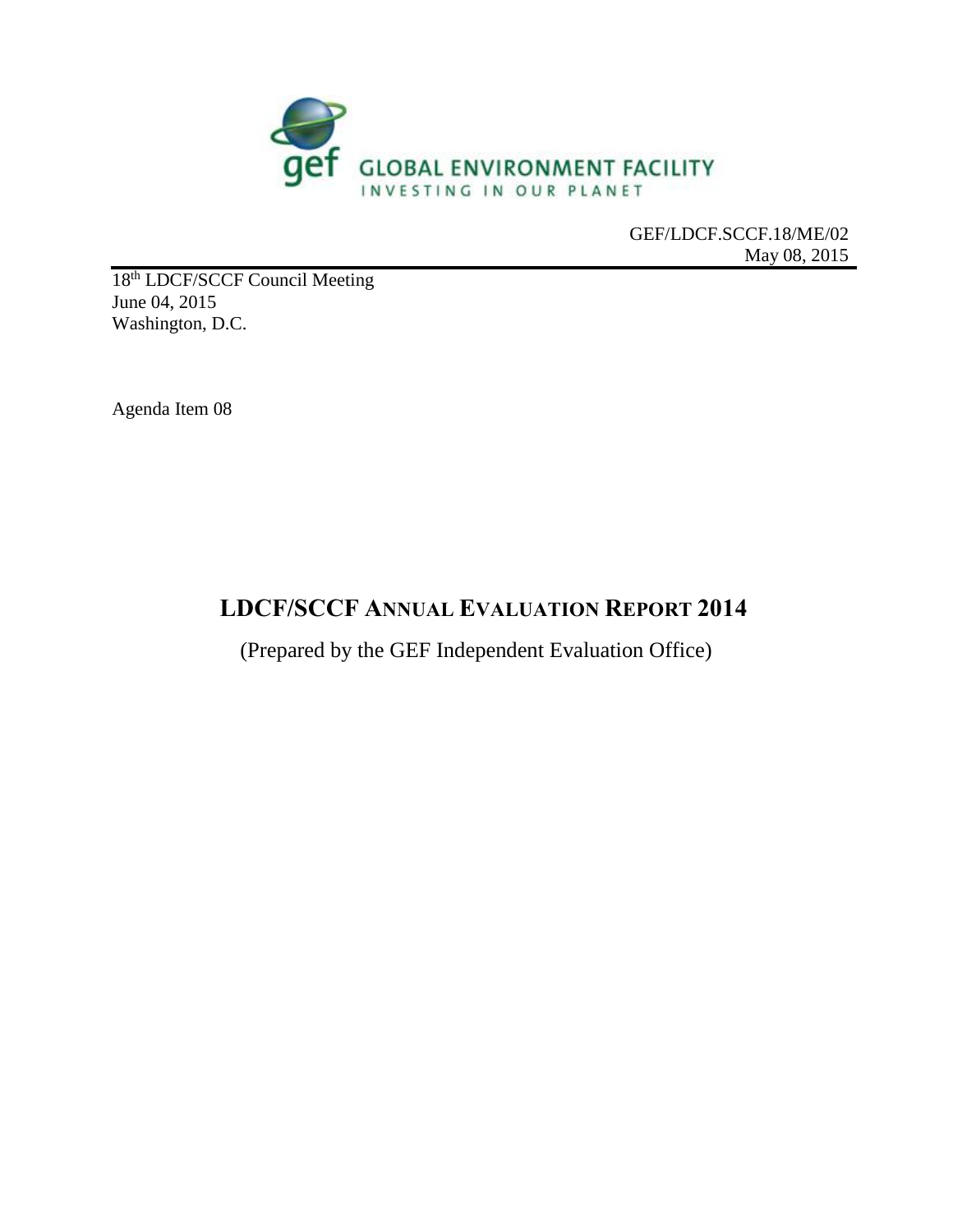GEF GLOBAL ENVIRONMENT FACILITY
INVESTING IN OUR PLANET

GEF/LDCF.SCCF.18/ME/02
May 08, 2015

18th LDCF/SCCF Council Meeting
June 04, 2015
Washington, D.C.

Agenda Item 08

# LDCF/SCCF ANNUAL EVALUATION REPORT 2014

(Prepared by the GEF Independent Evaluation Office)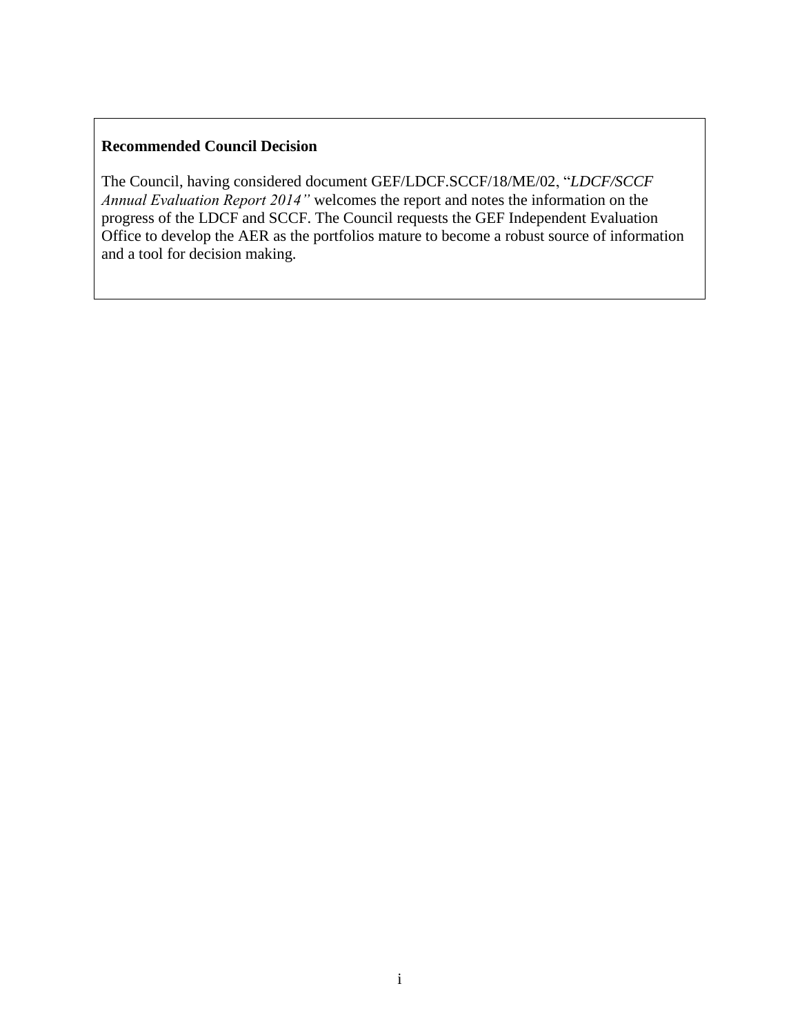**Recommended Council Decision**

The Council, having considered document GEF/LDCF.SCCF/18/ME/02, "*LDCF/SCCF Annual Evaluation Report 2014"* welcomes the report and notes the information on the progress of the LDCF and SCCF. The Council requests the GEF Independent Evaluation Office to develop the AER as the portfolios mature to become a robust source of information and a tool for decision making.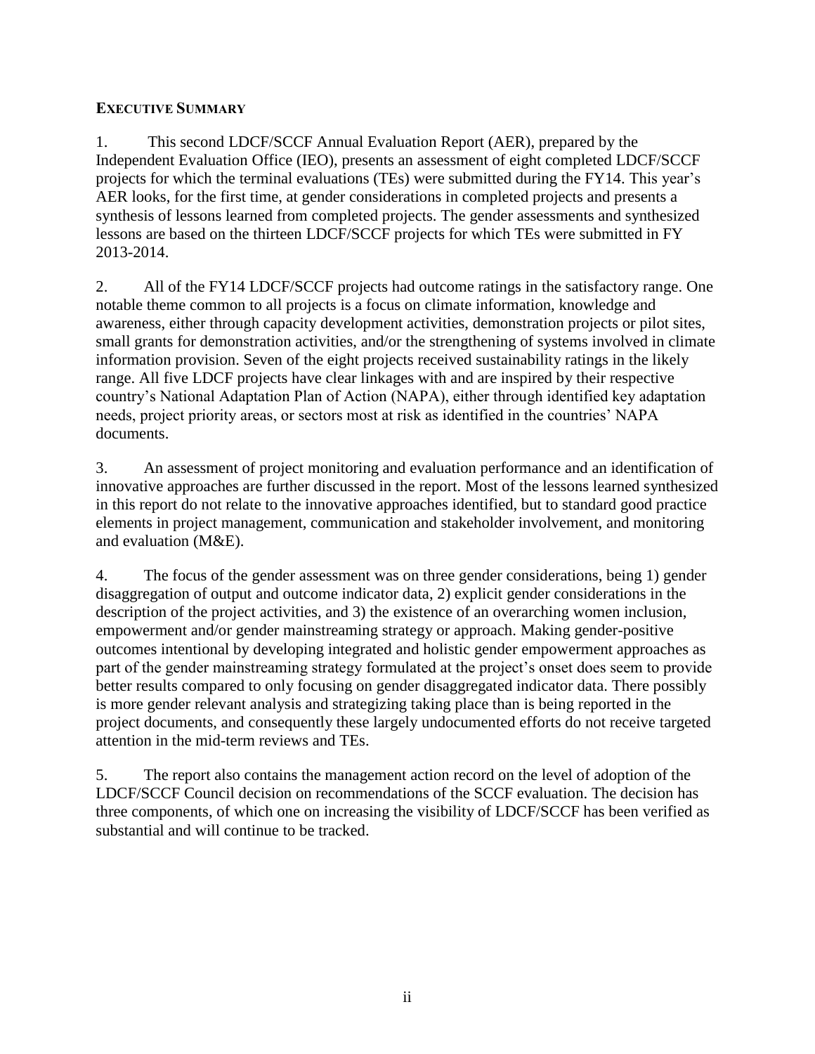## EXECUTIVE SUMMARY

1. This second LDCF/SCCF Annual Evaluation Report (AER), prepared by the Independent Evaluation Office (IEO), presents an assessment of eight completed LDCF/SCCF projects for which the terminal evaluations (TEs) were submitted during the FY14. This year's AER looks, for the first time, at gender considerations in completed projects and presents a synthesis of lessons learned from completed projects. The gender assessments and synthesized lessons are based on the thirteen LDCF/SCCF projects for which TEs were submitted in FY 2013-2014.

2. All of the FY14 LDCF/SCCF projects had outcome ratings in the satisfactory range. One notable theme common to all projects is a focus on climate information, knowledge and awareness, either through capacity development activities, demonstration projects or pilot sites, small grants for demonstration activities, and/or the strengthening of systems involved in climate information provision. Seven of the eight projects received sustainability ratings in the likely range. All five LDCF projects have clear linkages with and are inspired by their respective country's National Adaptation Plan of Action (NAPA), either through identified key adaptation needs, project priority areas, or sectors most at risk as identified in the countries' NAPA documents.

3. An assessment of project monitoring and evaluation performance and an identification of innovative approaches are further discussed in the report. Most of the lessons learned synthesized in this report do not relate to the innovative approaches identified, but to standard good practice elements in project management, communication and stakeholder involvement, and monitoring and evaluation (M&E).

4. The focus of the gender assessment was on three gender considerations, being 1) gender disaggregation of output and outcome indicator data, 2) explicit gender considerations in the description of the project activities, and 3) the existence of an overarching women inclusion, empowerment and/or gender mainstreaming strategy or approach. Making gender-positive outcomes intentional by developing integrated and holistic gender empowerment approaches as part of the gender mainstreaming strategy formulated at the project's onset does seem to provide better results compared to only focusing on gender disaggregated indicator data. There possibly is more gender relevant analysis and strategizing taking place than is being reported in the project documents, and consequently these largely undocumented efforts do not receive targeted attention in the mid-term reviews and TEs.

5. The report also contains the management action record on the level of adoption of the LDCF/SCCF Council decision on recommendations of the SCCF evaluation. The decision has three components, of which one on increasing the visibility of LDCF/SCCF has been verified as substantial and will continue to be tracked.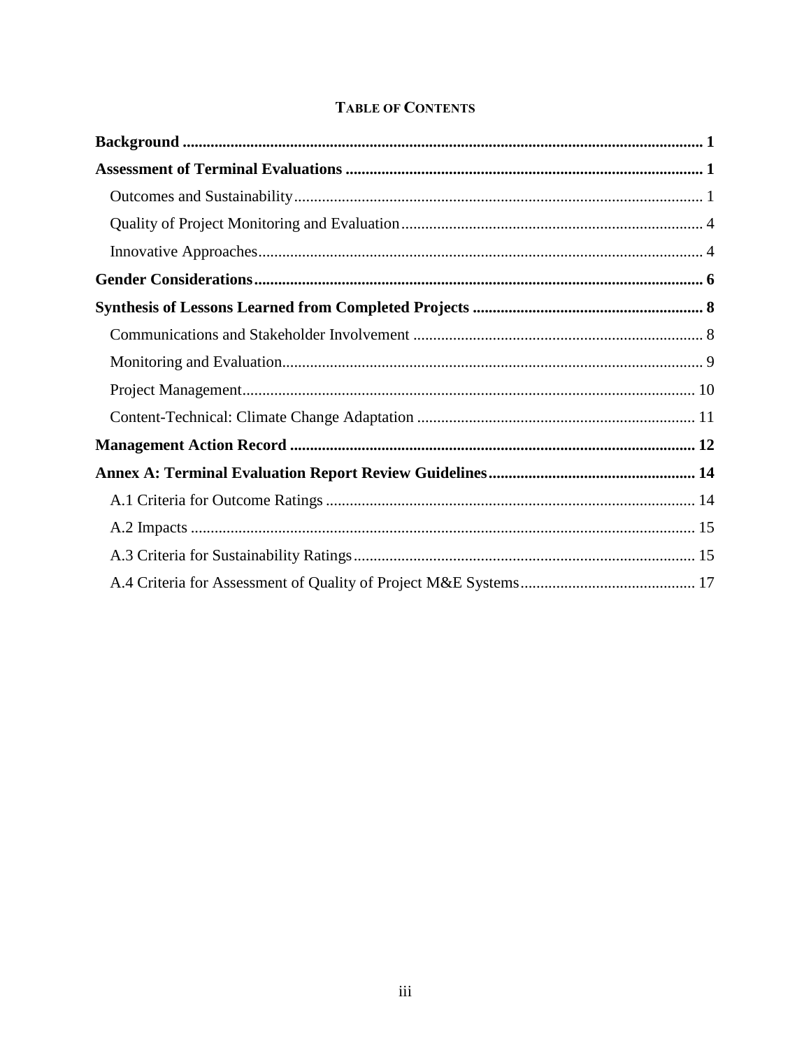# TABLE OF CONTENTS

**Background** ..................................................................................................................... **1**

**Assessment of Terminal Evaluations** ......................................................................................... **1**

Outcomes and Sustainability........................................................................................................ 1

Quality of Project Monitoring and Evaluation............................................................................. 4

Innovative Approaches................................................................................................................ 4

**Gender Considerations**.................................................................................................................. **6**

**Synthesis of Lessons Learned from Completed Projects** .......................................................... **8**

Communications and Stakeholder Involvement ......................................................................... 8

Monitoring and Evaluation........................................................................................................... 9

Project Management.................................................................................................................... 10

Content-Technical: Climate Change Adaptation ....................................................................... 11

**Management Action Record** ........................................................................................................ **12**

**Annex A: Terminal Evaluation Report Review Guidelines**.................................................... **14**

A.1 Criteria for Outcome Ratings ............................................................................................... 14

A.2 Impacts ................................................................................................................................. 15

A.3 Criteria for Sustainability Ratings........................................................................................ 15

A.4 Criteria for Assessment of Quality of Project M&E Systems............................................. 17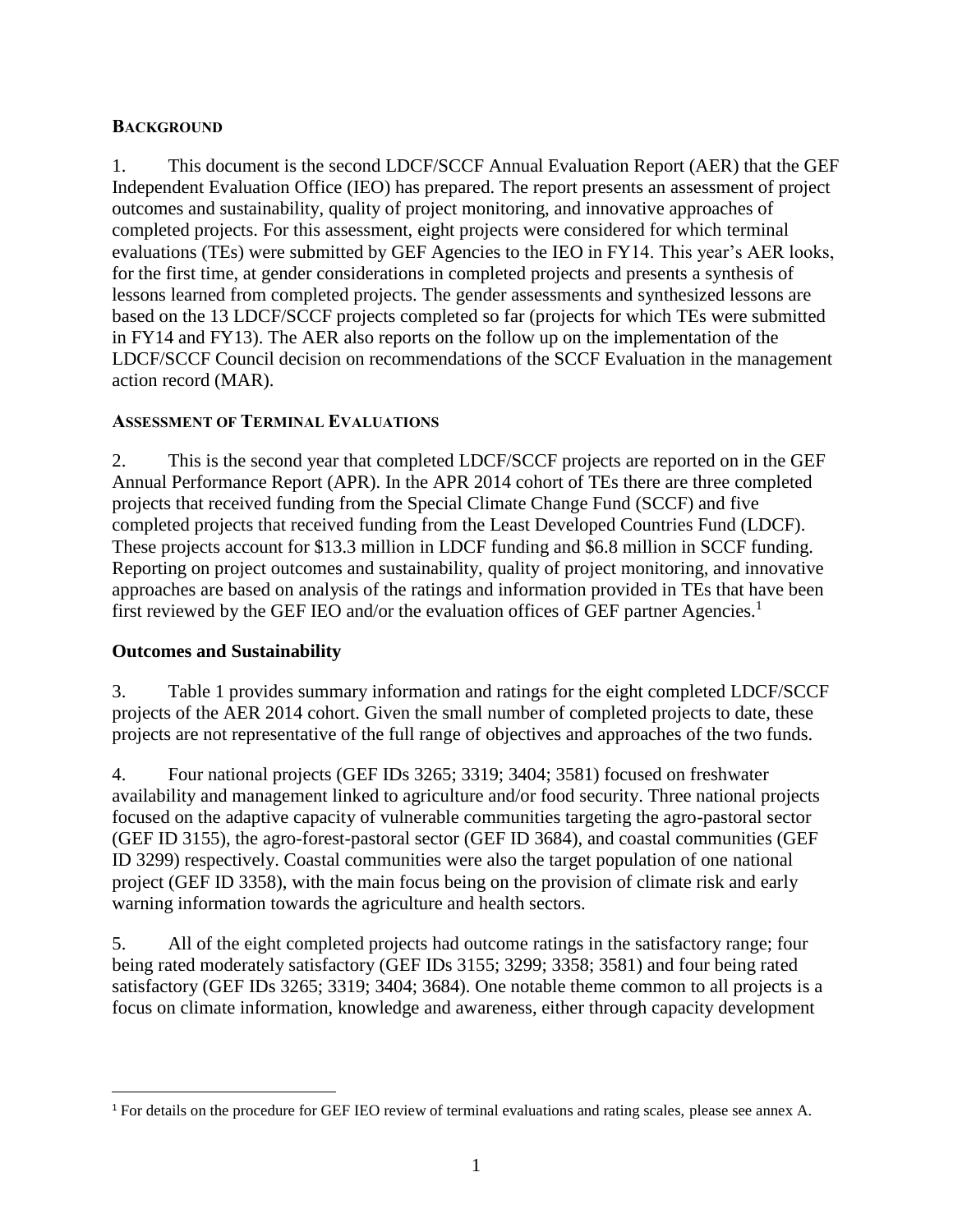## BACKGROUND

1. This document is the second LDCF/SCCF Annual Evaluation Report (AER) that the GEF Independent Evaluation Office (IEO) has prepared. The report presents an assessment of project outcomes and sustainability, quality of project monitoring, and innovative approaches of completed projects. For this assessment, eight projects were considered for which terminal evaluations (TEs) were submitted by GEF Agencies to the IEO in FY14. This year's AER looks, for the first time, at gender considerations in completed projects and presents a synthesis of lessons learned from completed projects. The gender assessments and synthesized lessons are based on the 13 LDCF/SCCF projects completed so far (projects for which TEs were submitted in FY14 and FY13). The AER also reports on the follow up on the implementation of the LDCF/SCCF Council decision on recommendations of the SCCF Evaluation in the management action record (MAR).

## ASSESSMENT OF TERMINAL EVALUATIONS

2. This is the second year that completed LDCF/SCCF projects are reported on in the GEF Annual Performance Report (APR). In the APR 2014 cohort of TEs there are three completed projects that received funding from the Special Climate Change Fund (SCCF) and five completed projects that received funding from the Least Developed Countries Fund (LDCF). These projects account for $13.3 million in LDCF funding and $6.8 million in SCCF funding. Reporting on project outcomes and sustainability, quality of project monitoring, and innovative approaches are based on analysis of the ratings and information provided in TEs that have been first reviewed by the GEF IEO and/or the evaluation offices of GEF partner Agencies.[1]

### Outcomes and Sustainability

3. Table 1 provides summary information and ratings for the eight completed LDCF/SCCF projects of the AER 2014 cohort. Given the small number of completed projects to date, these projects are not representative of the full range of objectives and approaches of the two funds.

4. Four national projects (GEF IDs 3265; 3319; 3404; 3581) focused on freshwater availability and management linked to agriculture and/or food security. Three national projects focused on the adaptive capacity of vulnerable communities targeting the agro-pastoral sector (GEF ID 3155), the agro-forest-pastoral sector (GEF ID 3684), and coastal communities (GEF ID 3299) respectively. Coastal communities were also the target population of one national project (GEF ID 3358), with the main focus being on the provision of climate risk and early warning information towards the agriculture and health sectors.

5. All of the eight completed projects had outcome ratings in the satisfactory range; four being rated moderately satisfactory (GEF IDs 3155; 3299; 3358; 3581) and four being rated satisfactory (GEF IDs 3265; 3319; 3404; 3684). One notable theme common to all projects is a focus on climate information, knowledge and awareness, either through capacity development

[1] For details on the procedure for GEF IEO review of terminal evaluations and rating scales, please see annex A.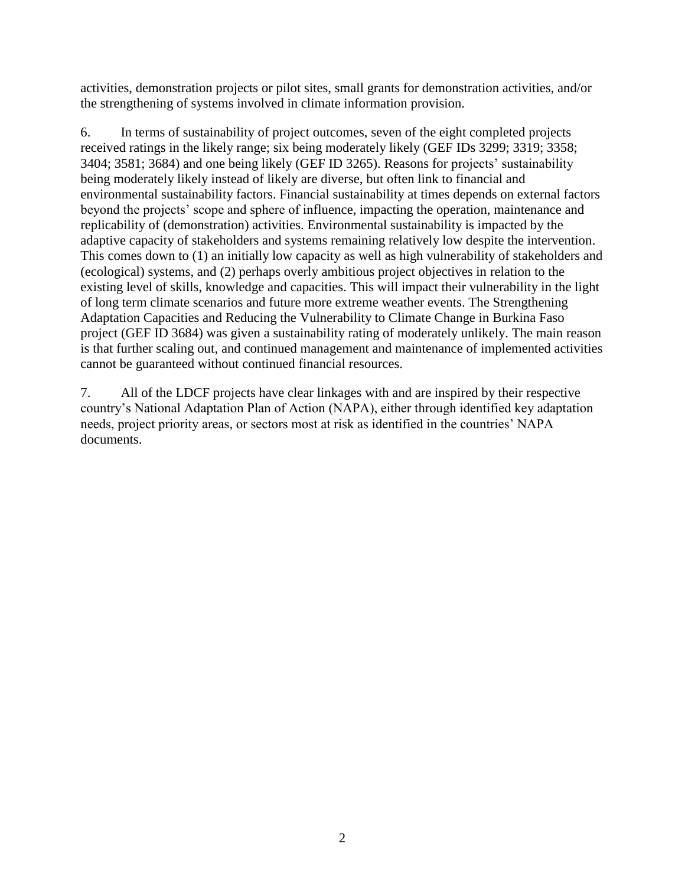activities, demonstration projects or pilot sites, small grants for demonstration activities, and/or the strengthening of systems involved in climate information provision.

6. In terms of sustainability of project outcomes, seven of the eight completed projects received ratings in the likely range; six being moderately likely (GEF IDs 3299; 3319; 3358; 3404; 3581; 3684) and one being likely (GEF ID 3265). Reasons for projects' sustainability being moderately likely instead of likely are diverse, but often link to financial and environmental sustainability factors. Financial sustainability at times depends on external factors beyond the projects' scope and sphere of influence, impacting the operation, maintenance and replicability of (demonstration) activities. Environmental sustainability is impacted by the adaptive capacity of stakeholders and systems remaining relatively low despite the intervention. This comes down to (1) an initially low capacity as well as high vulnerability of stakeholders and (ecological) systems, and (2) perhaps overly ambitious project objectives in relation to the existing level of skills, knowledge and capacities. This will impact their vulnerability in the light of long term climate scenarios and future more extreme weather events. The Strengthening Adaptation Capacities and Reducing the Vulnerability to Climate Change in Burkina Faso project (GEF ID 3684) was given a sustainability rating of moderately unlikely. The main reason is that further scaling out, and continued management and maintenance of implemented activities cannot be guaranteed without continued financial resources.

7. All of the LDCF projects have clear linkages with and are inspired by their respective country's National Adaptation Plan of Action (NAPA), either through identified key adaptation needs, project priority areas, or sectors most at risk as identified in the countries' NAPA documents.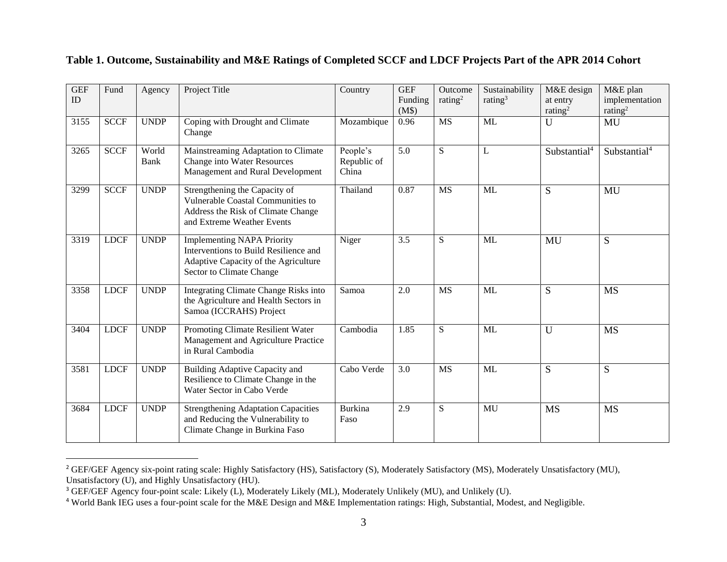**Table 1. Outcome, Sustainability and M&E Ratings of Completed SCCF and LDCF Projects Part of the APR 2014 Cohort**

| GEF ID | Fund | Agency | Project Title | Country | GEF Funding (M$) | Outcome rating[2] | Sustainability rating[3] | M&E design at entry rating[2] | M&E plan implementation rating[2] |
|---|---|---|---|---|---|---|---|---|---|
| 3155 | SCCF | UNDP | Coping with Drought and Climate Change | Mozambique | 0.96 | MS | ML | U | MU |
| 3265 | SCCF | World Bank | Mainstreaming Adaptation to Climate Change into Water Resources Management and Rural Development | People's Republic of China | 5.0 | S | L | Substantial[4] | Substantial[4] |
| 3299 | SCCF | UNDP | Strengthening the Capacity of Vulnerable Coastal Communities to Address the Risk of Climate Change and Extreme Weather Events | Thailand | 0.87 | MS | ML | S | MU |
| 3319 | LDCF | UNDP | Implementing NAPA Priority Interventions to Build Resilience and Adaptive Capacity of the Agriculture Sector to Climate Change | Niger | 3.5 | S | ML | MU | S |
| 3358 | LDCF | UNDP | Integrating Climate Change Risks into the Agriculture and Health Sectors in Samoa (ICCRAHS) Project | Samoa | 2.0 | MS | ML | S | MS |
| 3404 | LDCF | UNDP | Promoting Climate Resilient Water Management and Agriculture Practice in Rural Cambodia | Cambodia | 1.85 | S | ML | U | MS |
| 3581 | LDCF | UNDP | Building Adaptive Capacity and Resilience to Climate Change in the Water Sector in Cabo Verde | Cabo Verde | 3.0 | MS | ML | S | S |
| 3684 | LDCF | UNDP | Strengthening Adaptation Capacities and Reducing the Vulnerability to Climate Change in Burkina Faso | Burkina Faso | 2.9 | S | MU | MS | MS |

[2] GEF/GEF Agency six-point rating scale: Highly Satisfactory (HS), Satisfactory (S), Moderately Satisfactory (MS), Moderately Unsatisfactory (MU), Unsatisfactory (U), and Highly Unsatisfactory (HU).

[3] GEF/GEF Agency four-point scale: Likely (L), Moderately Likely (ML), Moderately Unlikely (MU), and Unlikely (U).

[4] World Bank IEG uses a four-point scale for the M&E Design and M&E Implementation ratings: High, Substantial, Modest, and Negligible.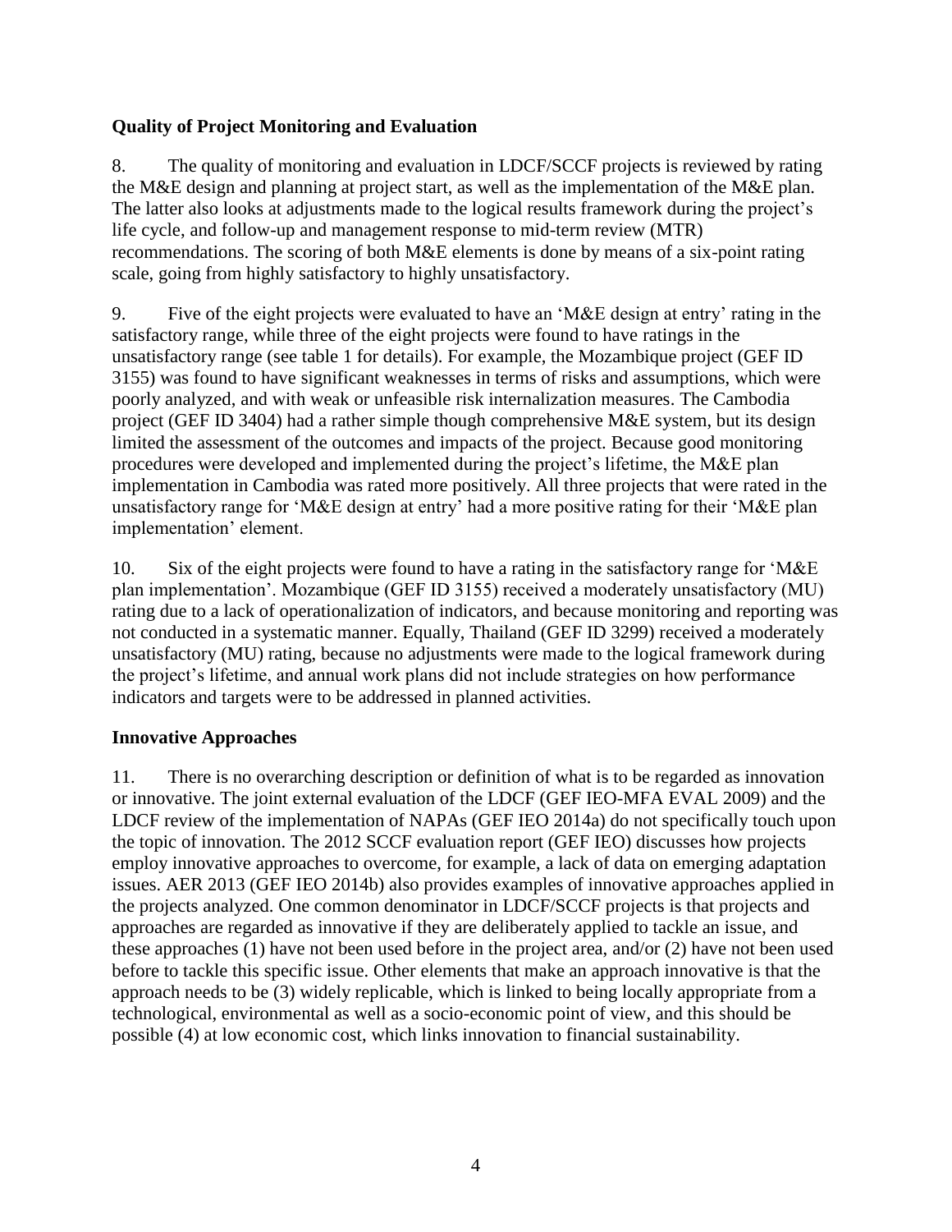### Quality of Project Monitoring and Evaluation

8. The quality of monitoring and evaluation in LDCF/SCCF projects is reviewed by rating the M&E design and planning at project start, as well as the implementation of the M&E plan. The latter also looks at adjustments made to the logical results framework during the project's life cycle, and follow-up and management response to mid-term review (MTR) recommendations. The scoring of both M&E elements is done by means of a six-point rating scale, going from highly satisfactory to highly unsatisfactory.

9. Five of the eight projects were evaluated to have an 'M&E design at entry' rating in the satisfactory range, while three of the eight projects were found to have ratings in the unsatisfactory range (see table 1 for details). For example, the Mozambique project (GEF ID 3155) was found to have significant weaknesses in terms of risks and assumptions, which were poorly analyzed, and with weak or unfeasible risk internalization measures. The Cambodia project (GEF ID 3404) had a rather simple though comprehensive M&E system, but its design limited the assessment of the outcomes and impacts of the project. Because good monitoring procedures were developed and implemented during the project's lifetime, the M&E plan implementation in Cambodia was rated more positively. All three projects that were rated in the unsatisfactory range for 'M&E design at entry' had a more positive rating for their 'M&E plan implementation' element.

10. Six of the eight projects were found to have a rating in the satisfactory range for 'M&E plan implementation'. Mozambique (GEF ID 3155) received a moderately unsatisfactory (MU) rating due to a lack of operationalization of indicators, and because monitoring and reporting was not conducted in a systematic manner. Equally, Thailand (GEF ID 3299) received a moderately unsatisfactory (MU) rating, because no adjustments were made to the logical framework during the project's lifetime, and annual work plans did not include strategies on how performance indicators and targets were to be addressed in planned activities.

### Innovative Approaches

11. There is no overarching description or definition of what is to be regarded as innovation or innovative. The joint external evaluation of the LDCF (GEF IEO-MFA EVAL 2009) and the LDCF review of the implementation of NAPAs (GEF IEO 2014a) do not specifically touch upon the topic of innovation. The 2012 SCCF evaluation report (GEF IEO) discusses how projects employ innovative approaches to overcome, for example, a lack of data on emerging adaptation issues. AER 2013 (GEF IEO 2014b) also provides examples of innovative approaches applied in the projects analyzed. One common denominator in LDCF/SCCF projects is that projects and approaches are regarded as innovative if they are deliberately applied to tackle an issue, and these approaches (1) have not been used before in the project area, and/or (2) have not been used before to tackle this specific issue. Other elements that make an approach innovative is that the approach needs to be (3) widely replicable, which is linked to being locally appropriate from a technological, environmental as well as a socio-economic point of view, and this should be possible (4) at low economic cost, which links innovation to financial sustainability.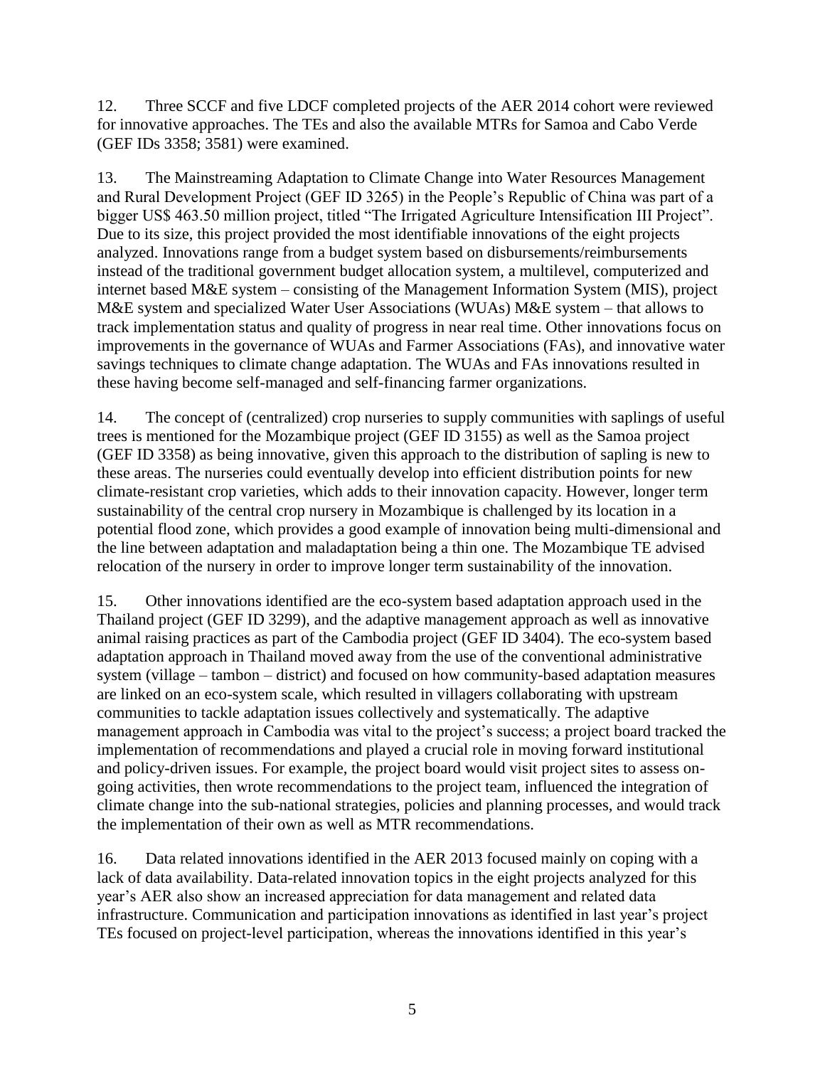12. Three SCCF and five LDCF completed projects of the AER 2014 cohort were reviewed for innovative approaches. The TEs and also the available MTRs for Samoa and Cabo Verde (GEF IDs 3358; 3581) were examined.

13. The Mainstreaming Adaptation to Climate Change into Water Resources Management and Rural Development Project (GEF ID 3265) in the People's Republic of China was part of a bigger US$ 463.50 million project, titled "The Irrigated Agriculture Intensification III Project". Due to its size, this project provided the most identifiable innovations of the eight projects analyzed. Innovations range from a budget system based on disbursements/reimbursements instead of the traditional government budget allocation system, a multilevel, computerized and internet based M&E system – consisting of the Management Information System (MIS), project M&E system and specialized Water User Associations (WUAs) M&E system – that allows to track implementation status and quality of progress in near real time. Other innovations focus on improvements in the governance of WUAs and Farmer Associations (FAs), and innovative water savings techniques to climate change adaptation. The WUAs and FAs innovations resulted in these having become self-managed and self-financing farmer organizations.

14. The concept of (centralized) crop nurseries to supply communities with saplings of useful trees is mentioned for the Mozambique project (GEF ID 3155) as well as the Samoa project (GEF ID 3358) as being innovative, given this approach to the distribution of sapling is new to these areas. The nurseries could eventually develop into efficient distribution points for new climate-resistant crop varieties, which adds to their innovation capacity. However, longer term sustainability of the central crop nursery in Mozambique is challenged by its location in a potential flood zone, which provides a good example of innovation being multi-dimensional and the line between adaptation and maladaptation being a thin one. The Mozambique TE advised relocation of the nursery in order to improve longer term sustainability of the innovation.

15. Other innovations identified are the eco-system based adaptation approach used in the Thailand project (GEF ID 3299), and the adaptive management approach as well as innovative animal raising practices as part of the Cambodia project (GEF ID 3404). The eco-system based adaptation approach in Thailand moved away from the use of the conventional administrative system (village – tambon – district) and focused on how community-based adaptation measures are linked on an eco-system scale, which resulted in villagers collaborating with upstream communities to tackle adaptation issues collectively and systematically. The adaptive management approach in Cambodia was vital to the project's success; a project board tracked the implementation of recommendations and played a crucial role in moving forward institutional and policy-driven issues. For example, the project board would visit project sites to assess on-going activities, then wrote recommendations to the project team, influenced the integration of climate change into the sub-national strategies, policies and planning processes, and would track the implementation of their own as well as MTR recommendations.

16. Data related innovations identified in the AER 2013 focused mainly on coping with a lack of data availability. Data-related innovation topics in the eight projects analyzed for this year's AER also show an increased appreciation for data management and related data infrastructure. Communication and participation innovations as identified in last year's project TEs focused on project-level participation, whereas the innovations identified in this year's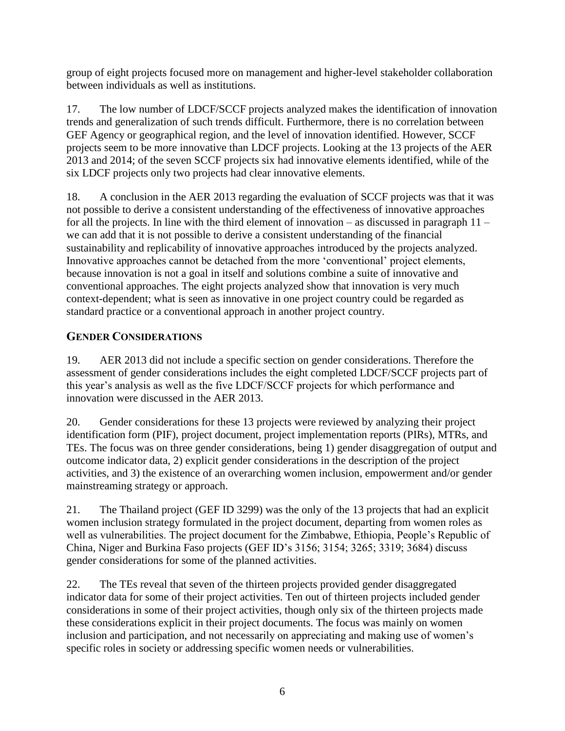group of eight projects focused more on management and higher-level stakeholder collaboration between individuals as well as institutions.

17. The low number of LDCF/SCCF projects analyzed makes the identification of innovation trends and generalization of such trends difficult. Furthermore, there is no correlation between GEF Agency or geographical region, and the level of innovation identified. However, SCCF projects seem to be more innovative than LDCF projects. Looking at the 13 projects of the AER 2013 and 2014; of the seven SCCF projects six had innovative elements identified, while of the six LDCF projects only two projects had clear innovative elements.

18. A conclusion in the AER 2013 regarding the evaluation of SCCF projects was that it was not possible to derive a consistent understanding of the effectiveness of innovative approaches for all the projects. In line with the third element of innovation – as discussed in paragraph 11 – we can add that it is not possible to derive a consistent understanding of the financial sustainability and replicability of innovative approaches introduced by the projects analyzed. Innovative approaches cannot be detached from the more 'conventional' project elements, because innovation is not a goal in itself and solutions combine a suite of innovative and conventional approaches. The eight projects analyzed show that innovation is very much context-dependent; what is seen as innovative in one project country could be regarded as standard practice or a conventional approach in another project country.

## GENDER CONSIDERATIONS

19. AER 2013 did not include a specific section on gender considerations. Therefore the assessment of gender considerations includes the eight completed LDCF/SCCF projects part of this year's analysis as well as the five LDCF/SCCF projects for which performance and innovation were discussed in the AER 2013.

20. Gender considerations for these 13 projects were reviewed by analyzing their project identification form (PIF), project document, project implementation reports (PIRs), MTRs, and TEs. The focus was on three gender considerations, being 1) gender disaggregation of output and outcome indicator data, 2) explicit gender considerations in the description of the project activities, and 3) the existence of an overarching women inclusion, empowerment and/or gender mainstreaming strategy or approach.

21. The Thailand project (GEF ID 3299) was the only of the 13 projects that had an explicit women inclusion strategy formulated in the project document, departing from women roles as well as vulnerabilities. The project document for the Zimbabwe, Ethiopia, People's Republic of China, Niger and Burkina Faso projects (GEF ID's 3156; 3154; 3265; 3319; 3684) discuss gender considerations for some of the planned activities.

22. The TEs reveal that seven of the thirteen projects provided gender disaggregated indicator data for some of their project activities. Ten out of thirteen projects included gender considerations in some of their project activities, though only six of the thirteen projects made these considerations explicit in their project documents. The focus was mainly on women inclusion and participation, and not necessarily on appreciating and making use of women's specific roles in society or addressing specific women needs or vulnerabilities.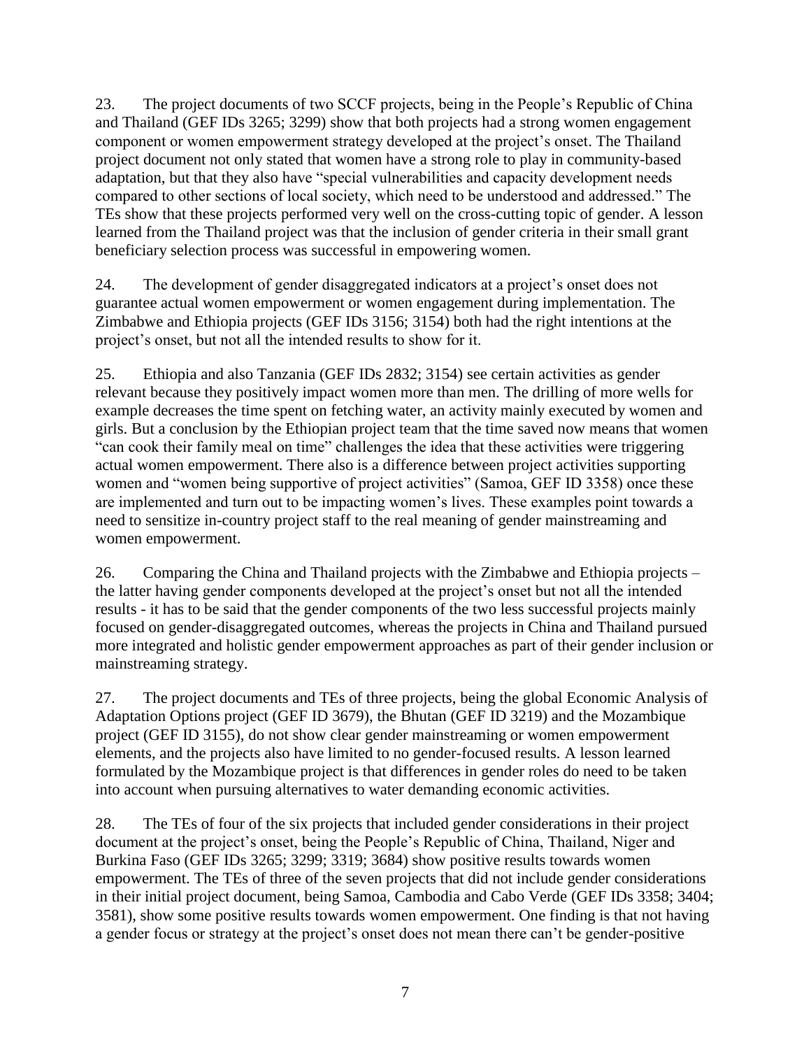23. The project documents of two SCCF projects, being in the People's Republic of China and Thailand (GEF IDs 3265; 3299) show that both projects had a strong women engagement component or women empowerment strategy developed at the project's onset. The Thailand project document not only stated that women have a strong role to play in community-based adaptation, but that they also have "special vulnerabilities and capacity development needs compared to other sections of local society, which need to be understood and addressed." The TEs show that these projects performed very well on the cross-cutting topic of gender. A lesson learned from the Thailand project was that the inclusion of gender criteria in their small grant beneficiary selection process was successful in empowering women.

24. The development of gender disaggregated indicators at a project's onset does not guarantee actual women empowerment or women engagement during implementation. The Zimbabwe and Ethiopia projects (GEF IDs 3156; 3154) both had the right intentions at the project's onset, but not all the intended results to show for it.

25. Ethiopia and also Tanzania (GEF IDs 2832; 3154) see certain activities as gender relevant because they positively impact women more than men. The drilling of more wells for example decreases the time spent on fetching water, an activity mainly executed by women and girls. But a conclusion by the Ethiopian project team that the time saved now means that women "can cook their family meal on time" challenges the idea that these activities were triggering actual women empowerment. There also is a difference between project activities supporting women and "women being supportive of project activities" (Samoa, GEF ID 3358) once these are implemented and turn out to be impacting women's lives. These examples point towards a need to sensitize in-country project staff to the real meaning of gender mainstreaming and women empowerment.

26. Comparing the China and Thailand projects with the Zimbabwe and Ethiopia projects – the latter having gender components developed at the project's onset but not all the intended results - it has to be said that the gender components of the two less successful projects mainly focused on gender-disaggregated outcomes, whereas the projects in China and Thailand pursued more integrated and holistic gender empowerment approaches as part of their gender inclusion or mainstreaming strategy.

27. The project documents and TEs of three projects, being the global Economic Analysis of Adaptation Options project (GEF ID 3679), the Bhutan (GEF ID 3219) and the Mozambique project (GEF ID 3155), do not show clear gender mainstreaming or women empowerment elements, and the projects also have limited to no gender-focused results. A lesson learned formulated by the Mozambique project is that differences in gender roles do need to be taken into account when pursuing alternatives to water demanding economic activities.

28. The TEs of four of the six projects that included gender considerations in their project document at the project's onset, being the People's Republic of China, Thailand, Niger and Burkina Faso (GEF IDs 3265; 3299; 3319; 3684) show positive results towards women empowerment. The TEs of three of the seven projects that did not include gender considerations in their initial project document, being Samoa, Cambodia and Cabo Verde (GEF IDs 3358; 3404; 3581), show some positive results towards women empowerment. One finding is that not having a gender focus or strategy at the project's onset does not mean there can't be gender-positive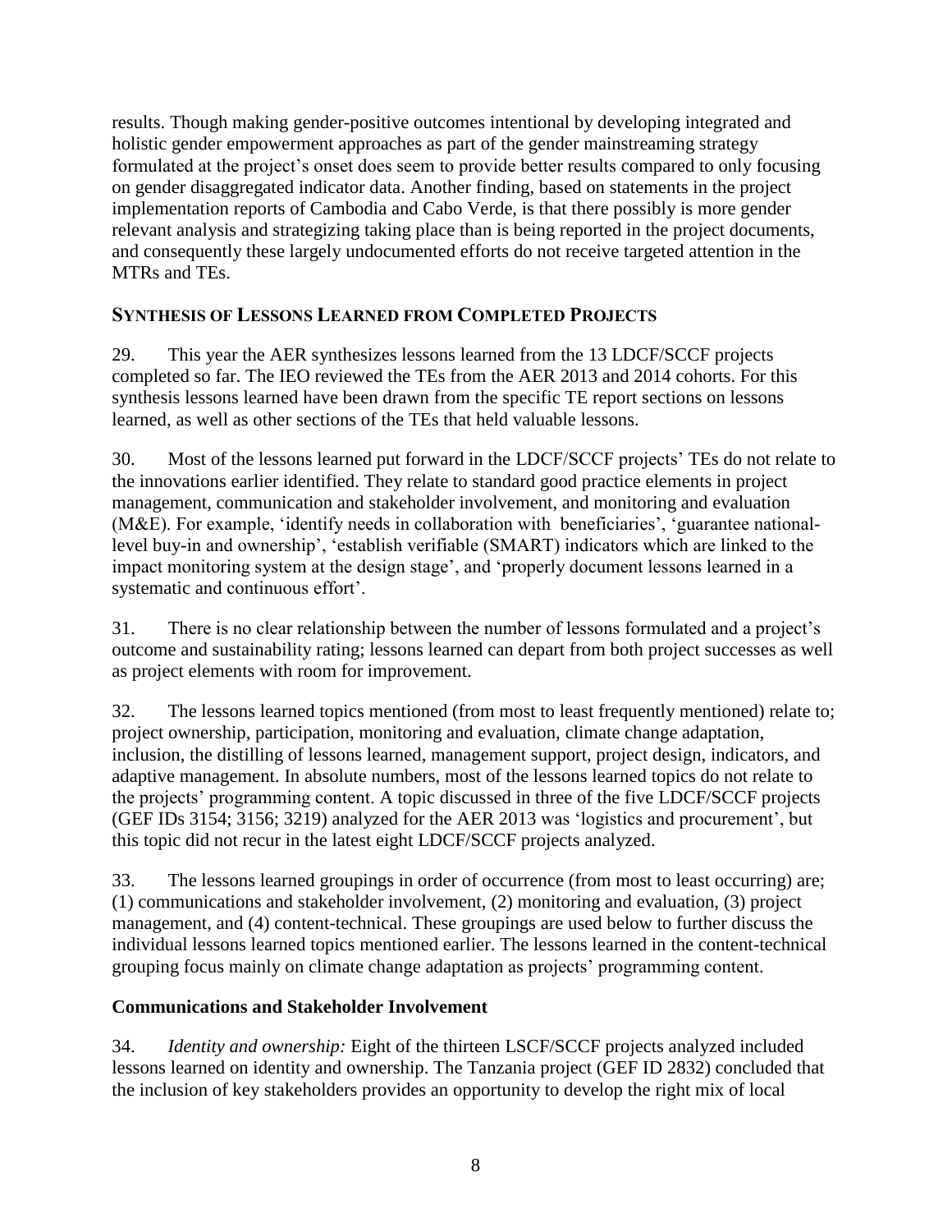results. Though making gender-positive outcomes intentional by developing integrated and holistic gender empowerment approaches as part of the gender mainstreaming strategy formulated at the project's onset does seem to provide better results compared to only focusing on gender disaggregated indicator data. Another finding, based on statements in the project implementation reports of Cambodia and Cabo Verde, is that there possibly is more gender relevant analysis and strategizing taking place than is being reported in the project documents, and consequently these largely undocumented efforts do not receive targeted attention in the MTRs and TEs.

## SYNTHESIS OF LESSONS LEARNED FROM COMPLETED PROJECTS

29. This year the AER synthesizes lessons learned from the 13 LDCF/SCCF projects completed so far. The IEO reviewed the TEs from the AER 2013 and 2014 cohorts. For this synthesis lessons learned have been drawn from the specific TE report sections on lessons learned, as well as other sections of the TEs that held valuable lessons.

30. Most of the lessons learned put forward in the LDCF/SCCF projects' TEs do not relate to the innovations earlier identified. They relate to standard good practice elements in project management, communication and stakeholder involvement, and monitoring and evaluation (M&E). For example, 'identify needs in collaboration with beneficiaries', 'guarantee national-level buy-in and ownership', 'establish verifiable (SMART) indicators which are linked to the impact monitoring system at the design stage', and 'properly document lessons learned in a systematic and continuous effort'.

31. There is no clear relationship between the number of lessons formulated and a project's outcome and sustainability rating; lessons learned can depart from both project successes as well as project elements with room for improvement.

32. The lessons learned topics mentioned (from most to least frequently mentioned) relate to; project ownership, participation, monitoring and evaluation, climate change adaptation, inclusion, the distilling of lessons learned, management support, project design, indicators, and adaptive management. In absolute numbers, most of the lessons learned topics do not relate to the projects' programming content. A topic discussed in three of the five LDCF/SCCF projects (GEF IDs 3154; 3156; 3219) analyzed for the AER 2013 was 'logistics and procurement', but this topic did not recur in the latest eight LDCF/SCCF projects analyzed.

33. The lessons learned groupings in order of occurrence (from most to least occurring) are; (1) communications and stakeholder involvement, (2) monitoring and evaluation, (3) project management, and (4) content-technical. These groupings are used below to further discuss the individual lessons learned topics mentioned earlier. The lessons learned in the content-technical grouping focus mainly on climate change adaptation as projects' programming content.

### Communications and Stakeholder Involvement

34. *Identity and ownership:* Eight of the thirteen LSCF/SCCF projects analyzed included lessons learned on identity and ownership. The Tanzania project (GEF ID 2832) concluded that the inclusion of key stakeholders provides an opportunity to develop the right mix of local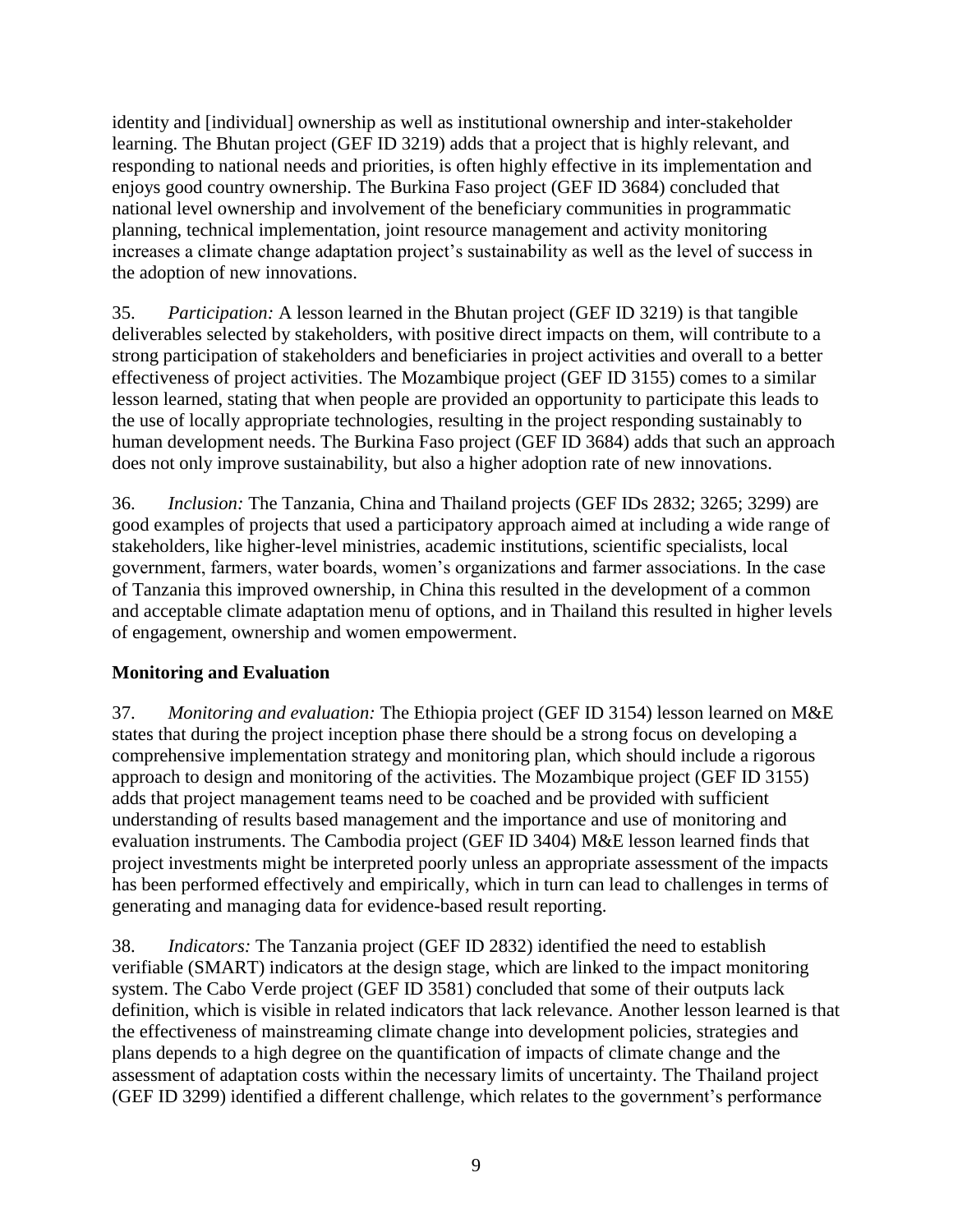identity and [individual] ownership as well as institutional ownership and inter-stakeholder learning. The Bhutan project (GEF ID 3219) adds that a project that is highly relevant, and responding to national needs and priorities, is often highly effective in its implementation and enjoys good country ownership. The Burkina Faso project (GEF ID 3684) concluded that national level ownership and involvement of the beneficiary communities in programmatic planning, technical implementation, joint resource management and activity monitoring increases a climate change adaptation project's sustainability as well as the level of success in the adoption of new innovations.

35. *Participation:* A lesson learned in the Bhutan project (GEF ID 3219) is that tangible deliverables selected by stakeholders, with positive direct impacts on them, will contribute to a strong participation of stakeholders and beneficiaries in project activities and overall to a better effectiveness of project activities. The Mozambique project (GEF ID 3155) comes to a similar lesson learned, stating that when people are provided an opportunity to participate this leads to the use of locally appropriate technologies, resulting in the project responding sustainably to human development needs. The Burkina Faso project (GEF ID 3684) adds that such an approach does not only improve sustainability, but also a higher adoption rate of new innovations.

36. *Inclusion:* The Tanzania, China and Thailand projects (GEF IDs 2832; 3265; 3299) are good examples of projects that used a participatory approach aimed at including a wide range of stakeholders, like higher-level ministries, academic institutions, scientific specialists, local government, farmers, water boards, women's organizations and farmer associations. In the case of Tanzania this improved ownership, in China this resulted in the development of a common and acceptable climate adaptation menu of options, and in Thailand this resulted in higher levels of engagement, ownership and women empowerment.

## Monitoring and Evaluation

37. *Monitoring and evaluation:* The Ethiopia project (GEF ID 3154) lesson learned on M&E states that during the project inception phase there should be a strong focus on developing a comprehensive implementation strategy and monitoring plan, which should include a rigorous approach to design and monitoring of the activities. The Mozambique project (GEF ID 3155) adds that project management teams need to be coached and be provided with sufficient understanding of results based management and the importance and use of monitoring and evaluation instruments. The Cambodia project (GEF ID 3404) M&E lesson learned finds that project investments might be interpreted poorly unless an appropriate assessment of the impacts has been performed effectively and empirically, which in turn can lead to challenges in terms of generating and managing data for evidence-based result reporting.

38. *Indicators:* The Tanzania project (GEF ID 2832) identified the need to establish verifiable (SMART) indicators at the design stage, which are linked to the impact monitoring system. The Cabo Verde project (GEF ID 3581) concluded that some of their outputs lack definition, which is visible in related indicators that lack relevance. Another lesson learned is that the effectiveness of mainstreaming climate change into development policies, strategies and plans depends to a high degree on the quantification of impacts of climate change and the assessment of adaptation costs within the necessary limits of uncertainty. The Thailand project (GEF ID 3299) identified a different challenge, which relates to the government's performance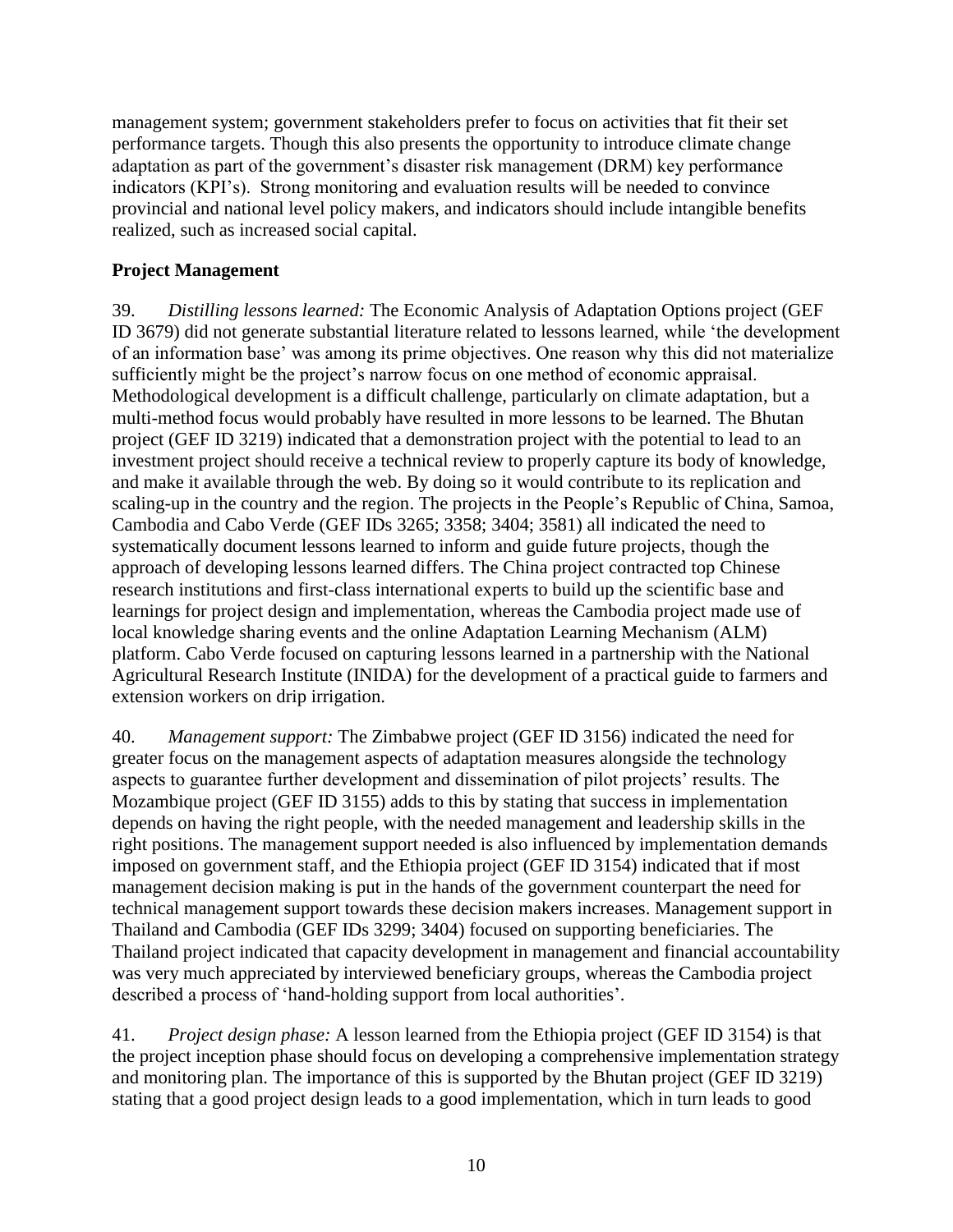management system; government stakeholders prefer to focus on activities that fit their set performance targets. Though this also presents the opportunity to introduce climate change adaptation as part of the government's disaster risk management (DRM) key performance indicators (KPI's). Strong monitoring and evaluation results will be needed to convince provincial and national level policy makers, and indicators should include intangible benefits realized, such as increased social capital.

## Project Management

39. *Distilling lessons learned:* The Economic Analysis of Adaptation Options project (GEF ID 3679) did not generate substantial literature related to lessons learned, while 'the development of an information base' was among its prime objectives. One reason why this did not materialize sufficiently might be the project's narrow focus on one method of economic appraisal. Methodological development is a difficult challenge, particularly on climate adaptation, but a multi-method focus would probably have resulted in more lessons to be learned. The Bhutan project (GEF ID 3219) indicated that a demonstration project with the potential to lead to an investment project should receive a technical review to properly capture its body of knowledge, and make it available through the web. By doing so it would contribute to its replication and scaling-up in the country and the region. The projects in the People's Republic of China, Samoa, Cambodia and Cabo Verde (GEF IDs 3265; 3358; 3404; 3581) all indicated the need to systematically document lessons learned to inform and guide future projects, though the approach of developing lessons learned differs. The China project contracted top Chinese research institutions and first-class international experts to build up the scientific base and learnings for project design and implementation, whereas the Cambodia project made use of local knowledge sharing events and the online Adaptation Learning Mechanism (ALM) platform. Cabo Verde focused on capturing lessons learned in a partnership with the National Agricultural Research Institute (INIDA) for the development of a practical guide to farmers and extension workers on drip irrigation.

40. *Management support:* The Zimbabwe project (GEF ID 3156) indicated the need for greater focus on the management aspects of adaptation measures alongside the technology aspects to guarantee further development and dissemination of pilot projects' results. The Mozambique project (GEF ID 3155) adds to this by stating that success in implementation depends on having the right people, with the needed management and leadership skills in the right positions. The management support needed is also influenced by implementation demands imposed on government staff, and the Ethiopia project (GEF ID 3154) indicated that if most management decision making is put in the hands of the government counterpart the need for technical management support towards these decision makers increases. Management support in Thailand and Cambodia (GEF IDs 3299; 3404) focused on supporting beneficiaries. The Thailand project indicated that capacity development in management and financial accountability was very much appreciated by interviewed beneficiary groups, whereas the Cambodia project described a process of 'hand-holding support from local authorities'.

41. *Project design phase:* A lesson learned from the Ethiopia project (GEF ID 3154) is that the project inception phase should focus on developing a comprehensive implementation strategy and monitoring plan. The importance of this is supported by the Bhutan project (GEF ID 3219) stating that a good project design leads to a good implementation, which in turn leads to good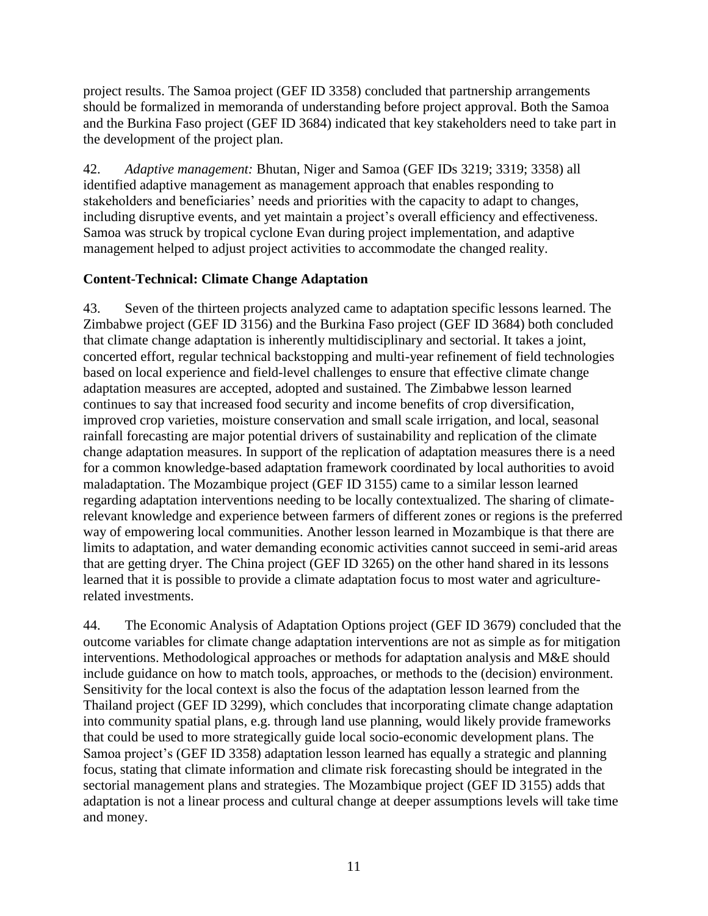project results. The Samoa project (GEF ID 3358) concluded that partnership arrangements should be formalized in memoranda of understanding before project approval. Both the Samoa and the Burkina Faso project (GEF ID 3684) indicated that key stakeholders need to take part in the development of the project plan.

42. *Adaptive management:* Bhutan, Niger and Samoa (GEF IDs 3219; 3319; 3358) all identified adaptive management as management approach that enables responding to stakeholders and beneficiaries' needs and priorities with the capacity to adapt to changes, including disruptive events, and yet maintain a project's overall efficiency and effectiveness. Samoa was struck by tropical cyclone Evan during project implementation, and adaptive management helped to adjust project activities to accommodate the changed reality.

**Content-Technical: Climate Change Adaptation**

43. Seven of the thirteen projects analyzed came to adaptation specific lessons learned. The Zimbabwe project (GEF ID 3156) and the Burkina Faso project (GEF ID 3684) both concluded that climate change adaptation is inherently multidisciplinary and sectorial. It takes a joint, concerted effort, regular technical backstopping and multi-year refinement of field technologies based on local experience and field-level challenges to ensure that effective climate change adaptation measures are accepted, adopted and sustained. The Zimbabwe lesson learned continues to say that increased food security and income benefits of crop diversification, improved crop varieties, moisture conservation and small scale irrigation, and local, seasonal rainfall forecasting are major potential drivers of sustainability and replication of the climate change adaptation measures. In support of the replication of adaptation measures there is a need for a common knowledge-based adaptation framework coordinated by local authorities to avoid maladaptation. The Mozambique project (GEF ID 3155) came to a similar lesson learned regarding adaptation interventions needing to be locally contextualized. The sharing of climate-relevant knowledge and experience between farmers of different zones or regions is the preferred way of empowering local communities. Another lesson learned in Mozambique is that there are limits to adaptation, and water demanding economic activities cannot succeed in semi-arid areas that are getting dryer. The China project (GEF ID 3265) on the other hand shared in its lessons learned that it is possible to provide a climate adaptation focus to most water and agriculture-related investments.

44. The Economic Analysis of Adaptation Options project (GEF ID 3679) concluded that the outcome variables for climate change adaptation interventions are not as simple as for mitigation interventions. Methodological approaches or methods for adaptation analysis and M&E should include guidance on how to match tools, approaches, or methods to the (decision) environment. Sensitivity for the local context is also the focus of the adaptation lesson learned from the Thailand project (GEF ID 3299), which concludes that incorporating climate change adaptation into community spatial plans, e.g. through land use planning, would likely provide frameworks that could be used to more strategically guide local socio-economic development plans. The Samoa project's (GEF ID 3358) adaptation lesson learned has equally a strategic and planning focus, stating that climate information and climate risk forecasting should be integrated in the sectorial management plans and strategies. The Mozambique project (GEF ID 3155) adds that adaptation is not a linear process and cultural change at deeper assumptions levels will take time and money.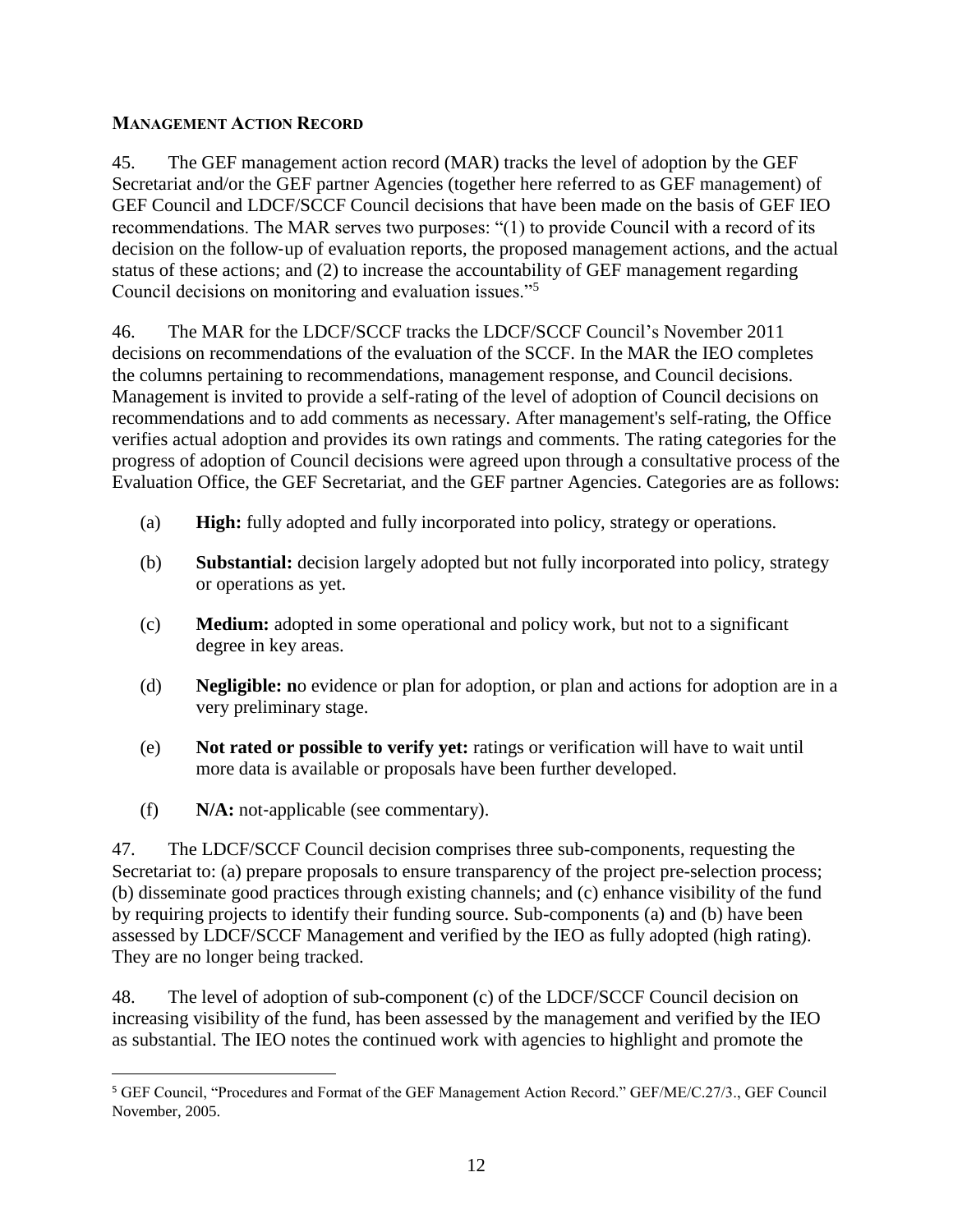## MANAGEMENT ACTION RECORD

45. The GEF management action record (MAR) tracks the level of adoption by the GEF Secretariat and/or the GEF partner Agencies (together here referred to as GEF management) of GEF Council and LDCF/SCCF Council decisions that have been made on the basis of GEF IEO recommendations. The MAR serves two purposes: "(1) to provide Council with a record of its decision on the follow-up of evaluation reports, the proposed management actions, and the actual status of these actions; and (2) to increase the accountability of GEF management regarding Council decisions on monitoring and evaluation issues."[5]

46. The MAR for the LDCF/SCCF tracks the LDCF/SCCF Council's November 2011 decisions on recommendations of the evaluation of the SCCF. In the MAR the IEO completes the columns pertaining to recommendations, management response, and Council decisions. Management is invited to provide a self-rating of the level of adoption of Council decisions on recommendations and to add comments as necessary. After management's self-rating, the Office verifies actual adoption and provides its own ratings and comments. The rating categories for the progress of adoption of Council decisions were agreed upon through a consultative process of the Evaluation Office, the GEF Secretariat, and the GEF partner Agencies. Categories are as follows:

(a) **High:** fully adopted and fully incorporated into policy, strategy or operations.

(b) **Substantial:** decision largely adopted but not fully incorporated into policy, strategy or operations as yet.

(c) **Medium:** adopted in some operational and policy work, but not to a significant degree in key areas.

(d) **Negligible: n**o evidence or plan for adoption, or plan and actions for adoption are in a very preliminary stage.

(e) **Not rated or possible to verify yet:** ratings or verification will have to wait until more data is available or proposals have been further developed.

(f) **N/A:** not-applicable (see commentary).

47. The LDCF/SCCF Council decision comprises three sub-components, requesting the Secretariat to: (a) prepare proposals to ensure transparency of the project pre-selection process; (b) disseminate good practices through existing channels; and (c) enhance visibility of the fund by requiring projects to identify their funding source. Sub-components (a) and (b) have been assessed by LDCF/SCCF Management and verified by the IEO as fully adopted (high rating). They are no longer being tracked.

48. The level of adoption of sub-component (c) of the LDCF/SCCF Council decision on increasing visibility of the fund, has been assessed by the management and verified by the IEO as substantial. The IEO notes the continued work with agencies to highlight and promote the

[5] GEF Council, "Procedures and Format of the GEF Management Action Record." GEF/ME/C.27/3., GEF Council November, 2005.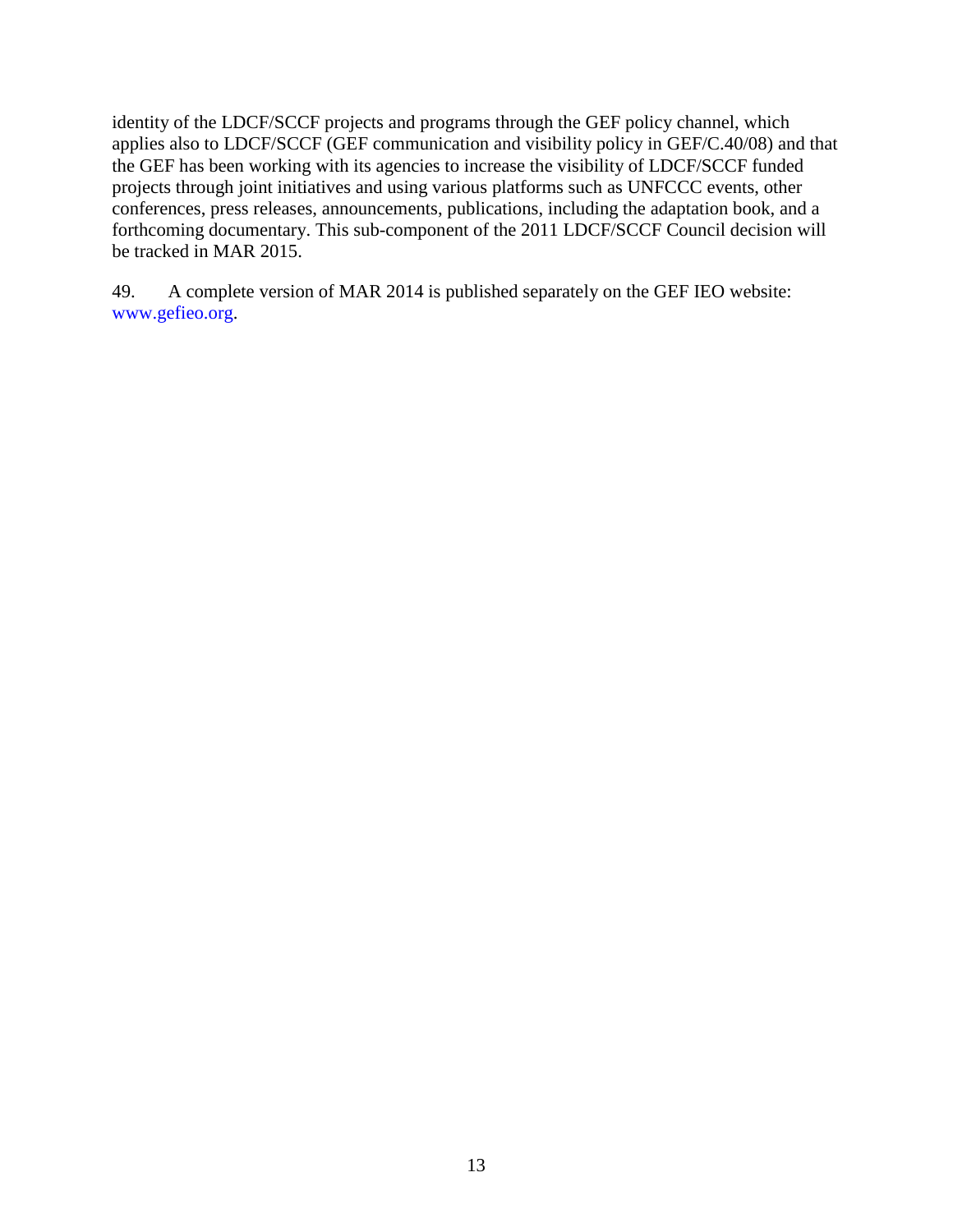identity of the LDCF/SCCF projects and programs through the GEF policy channel, which applies also to LDCF/SCCF (GEF communication and visibility policy in GEF/C.40/08) and that the GEF has been working with its agencies to increase the visibility of LDCF/SCCF funded projects through joint initiatives and using various platforms such as UNFCCC events, other conferences, press releases, announcements, publications, including the adaptation book, and a forthcoming documentary. This sub-component of the 2011 LDCF/SCCF Council decision will be tracked in MAR 2015.

49. A complete version of MAR 2014 is published separately on the GEF IEO website: www.gefieo.org.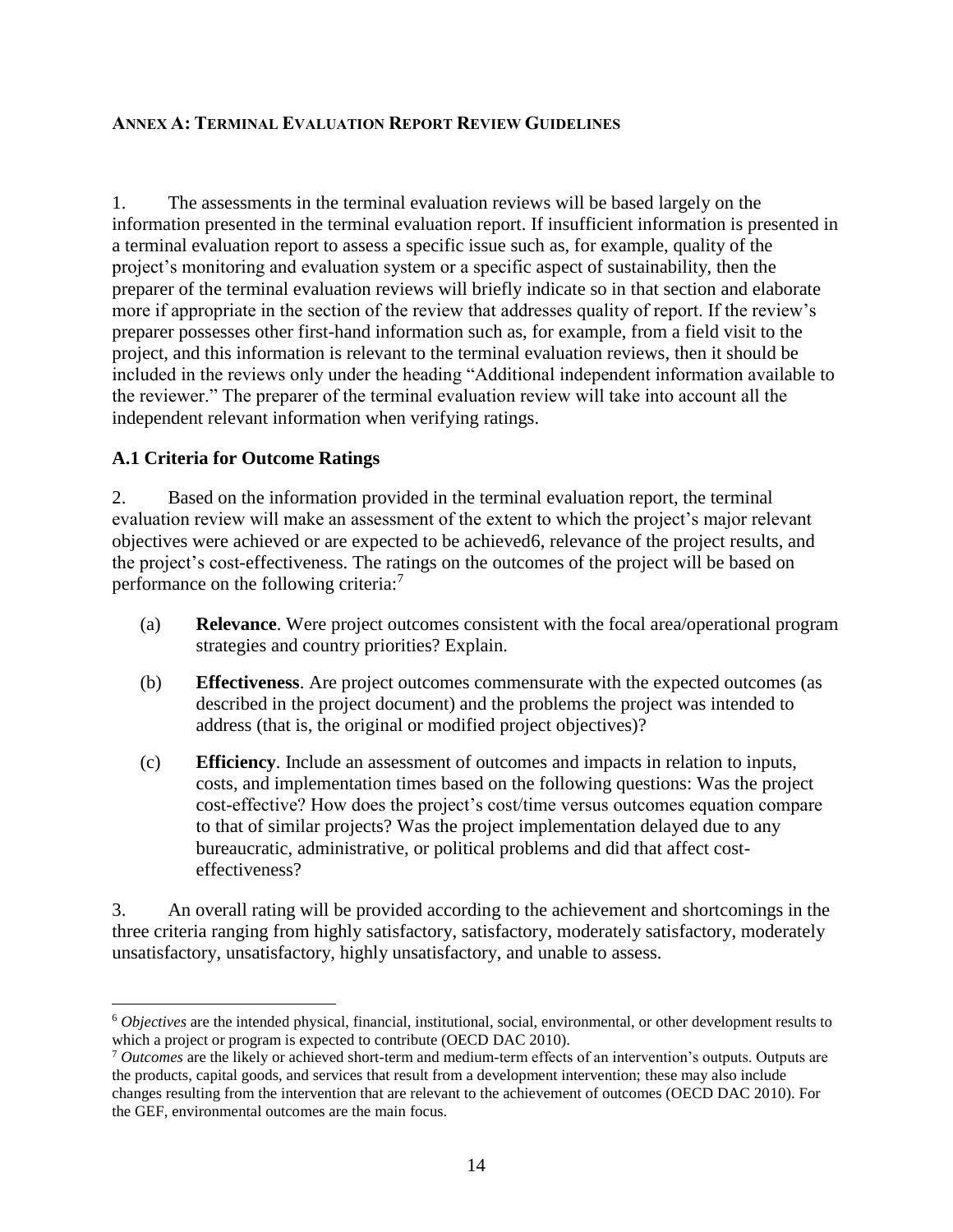**ANNEX A: TERMINAL EVALUATION REPORT REVIEW GUIDELINES**

1. The assessments in the terminal evaluation reviews will be based largely on the information presented in the terminal evaluation report. If insufficient information is presented in a terminal evaluation report to assess a specific issue such as, for example, quality of the project's monitoring and evaluation system or a specific aspect of sustainability, then the preparer of the terminal evaluation reviews will briefly indicate so in that section and elaborate more if appropriate in the section of the review that addresses quality of report. If the review's preparer possesses other first-hand information such as, for example, from a field visit to the project, and this information is relevant to the terminal evaluation reviews, then it should be included in the reviews only under the heading "Additional independent information available to the reviewer." The preparer of the terminal evaluation review will take into account all the independent relevant information when verifying ratings.

## A.1 Criteria for Outcome Ratings

2. Based on the information provided in the terminal evaluation report, the terminal evaluation review will make an assessment of the extent to which the project's major relevant objectives were achieved or are expected to be achieved6, relevance of the project results, and the project's cost-effectiveness. The ratings on the outcomes of the project will be based on performance on the following criteria:[7]

(a) **Relevance**. Were project outcomes consistent with the focal area/operational program strategies and country priorities? Explain.

(b) **Effectiveness**. Are project outcomes commensurate with the expected outcomes (as described in the project document) and the problems the project was intended to address (that is, the original or modified project objectives)?

(c) **Efficiency**. Include an assessment of outcomes and impacts in relation to inputs, costs, and implementation times based on the following questions: Was the project cost-effective? How does the project's cost/time versus outcomes equation compare to that of similar projects? Was the project implementation delayed due to any bureaucratic, administrative, or political problems and did that affect cost-effectiveness?

3. An overall rating will be provided according to the achievement and shortcomings in the three criteria ranging from highly satisfactory, satisfactory, moderately satisfactory, moderately unsatisfactory, unsatisfactory, highly unsatisfactory, and unable to assess.

---

[6] *Objectives* are the intended physical, financial, institutional, social, environmental, or other development results to which a project or program is expected to contribute (OECD DAC 2010).

[7] *Outcomes* are the likely or achieved short-term and medium-term effects of an intervention's outputs. Outputs are the products, capital goods, and services that result from a development intervention; these may also include changes resulting from the intervention that are relevant to the achievement of outcomes (OECD DAC 2010). For the GEF, environmental outcomes are the main focus.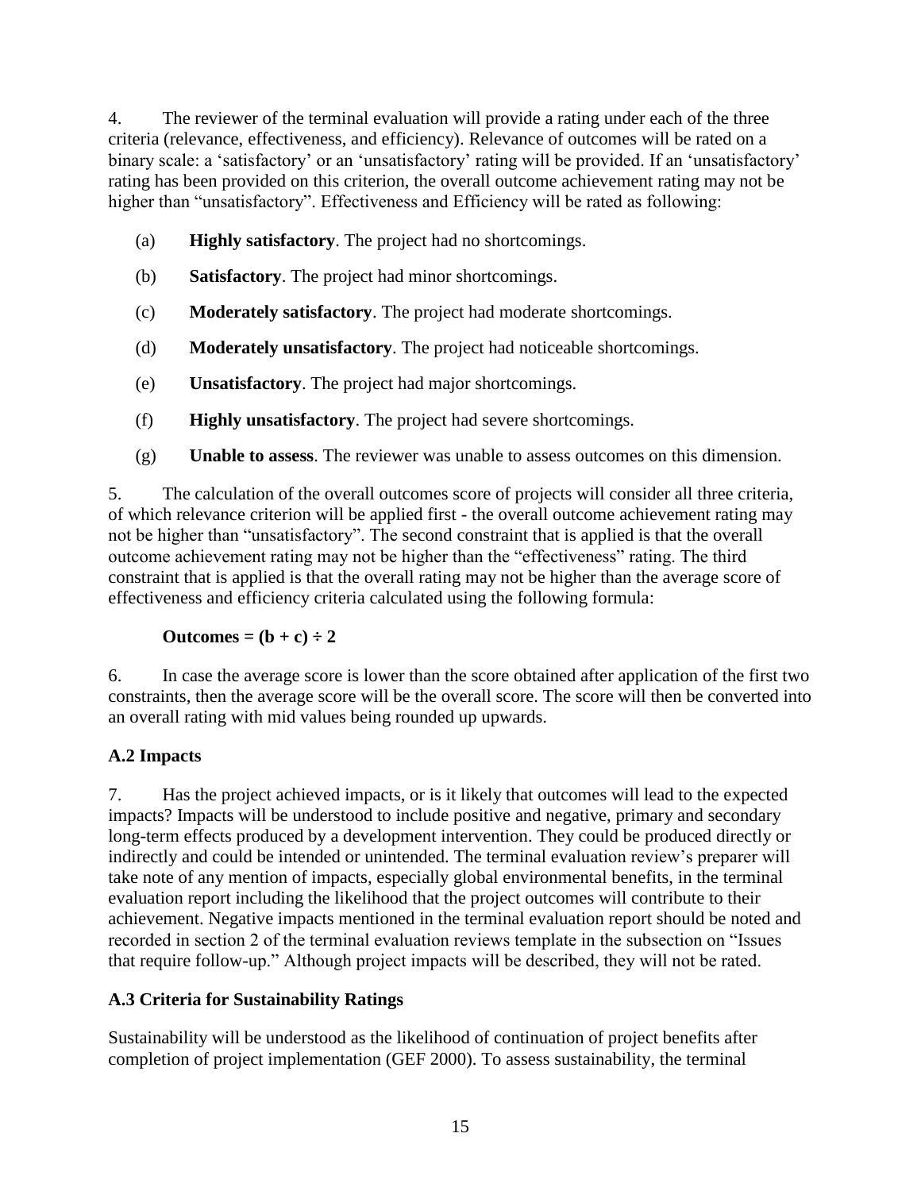4. The reviewer of the terminal evaluation will provide a rating under each of the three criteria (relevance, effectiveness, and efficiency). Relevance of outcomes will be rated on a binary scale: a 'satisfactory' or an 'unsatisfactory' rating will be provided. If an 'unsatisfactory' rating has been provided on this criterion, the overall outcome achievement rating may not be higher than "unsatisfactory". Effectiveness and Efficiency will be rated as following:

(a) **Highly satisfactory**. The project had no shortcomings.

(b) **Satisfactory**. The project had minor shortcomings.

(c) **Moderately satisfactory**. The project had moderate shortcomings.

(d) **Moderately unsatisfactory**. The project had noticeable shortcomings.

(e) **Unsatisfactory**. The project had major shortcomings.

(f) **Highly unsatisfactory**. The project had severe shortcomings.

(g) **Unable to assess**. The reviewer was unable to assess outcomes on this dimension.

5. The calculation of the overall outcomes score of projects will consider all three criteria, of which relevance criterion will be applied first - the overall outcome achievement rating may not be higher than "unsatisfactory". The second constraint that is applied is that the overall outcome achievement rating may not be higher than the "effectiveness" rating. The third constraint that is applied is that the overall rating may not be higher than the average score of effectiveness and efficiency criteria calculated using the following formula:

**Outcomes = (b + c) ÷ 2**

6. In case the average score is lower than the score obtained after application of the first two constraints, then the average score will be the overall score. The score will then be converted into an overall rating with mid values being rounded up upwards.

## A.2 Impacts

7. Has the project achieved impacts, or is it likely that outcomes will lead to the expected impacts? Impacts will be understood to include positive and negative, primary and secondary long-term effects produced by a development intervention. They could be produced directly or indirectly and could be intended or unintended. The terminal evaluation review's preparer will take note of any mention of impacts, especially global environmental benefits, in the terminal evaluation report including the likelihood that the project outcomes will contribute to their achievement. Negative impacts mentioned in the terminal evaluation report should be noted and recorded in section 2 of the terminal evaluation reviews template in the subsection on "Issues that require follow-up." Although project impacts will be described, they will not be rated.

## A.3 Criteria for Sustainability Ratings

Sustainability will be understood as the likelihood of continuation of project benefits after completion of project implementation (GEF 2000). To assess sustainability, the terminal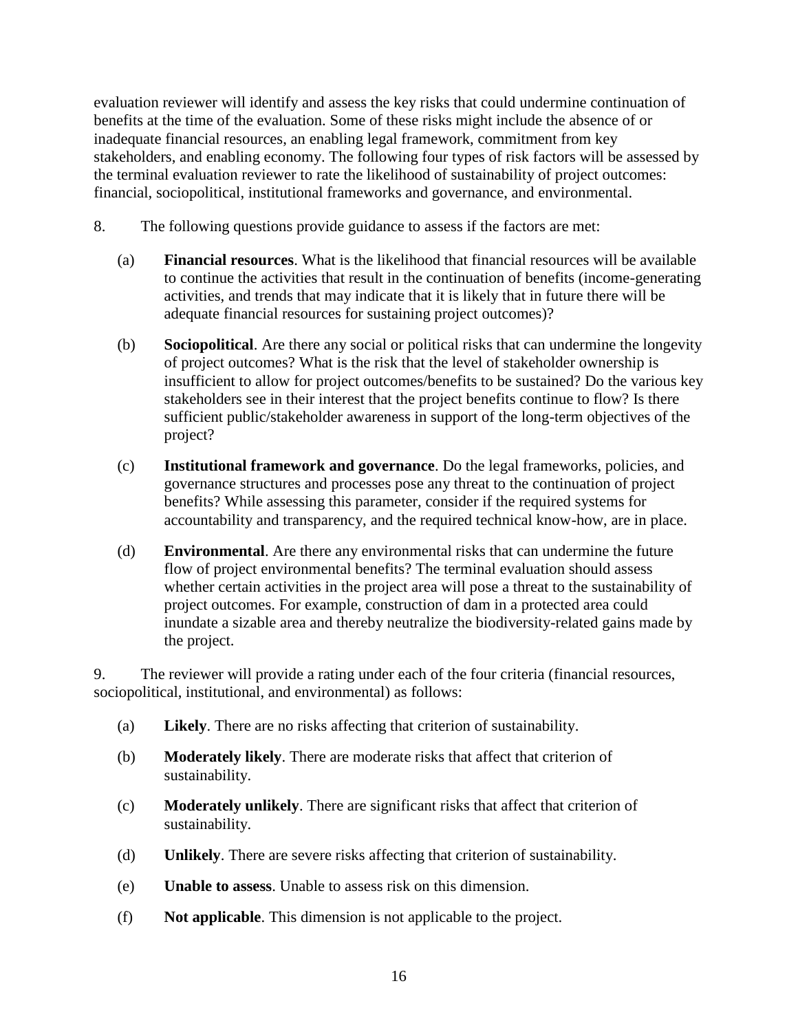evaluation reviewer will identify and assess the key risks that could undermine continuation of benefits at the time of the evaluation. Some of these risks might include the absence of or inadequate financial resources, an enabling legal framework, commitment from key stakeholders, and enabling economy. The following four types of risk factors will be assessed by the terminal evaluation reviewer to rate the likelihood of sustainability of project outcomes: financial, sociopolitical, institutional frameworks and governance, and environmental.

8. The following questions provide guidance to assess if the factors are met:

(a) **Financial resources**. What is the likelihood that financial resources will be available to continue the activities that result in the continuation of benefits (income-generating activities, and trends that may indicate that it is likely that in future there will be adequate financial resources for sustaining project outcomes)?

(b) **Sociopolitical**. Are there any social or political risks that can undermine the longevity of project outcomes? What is the risk that the level of stakeholder ownership is insufficient to allow for project outcomes/benefits to be sustained? Do the various key stakeholders see in their interest that the project benefits continue to flow? Is there sufficient public/stakeholder awareness in support of the long-term objectives of the project?

(c) **Institutional framework and governance**. Do the legal frameworks, policies, and governance structures and processes pose any threat to the continuation of project benefits? While assessing this parameter, consider if the required systems for accountability and transparency, and the required technical know-how, are in place.

(d) **Environmental**. Are there any environmental risks that can undermine the future flow of project environmental benefits? The terminal evaluation should assess whether certain activities in the project area will pose a threat to the sustainability of project outcomes. For example, construction of dam in a protected area could inundate a sizable area and thereby neutralize the biodiversity-related gains made by the project.

9. The reviewer will provide a rating under each of the four criteria (financial resources, sociopolitical, institutional, and environmental) as follows:

(a) **Likely**. There are no risks affecting that criterion of sustainability.

(b) **Moderately likely**. There are moderate risks that affect that criterion of sustainability.

(c) **Moderately unlikely**. There are significant risks that affect that criterion of sustainability.

(d) **Unlikely**. There are severe risks affecting that criterion of sustainability.

(e) **Unable to assess**. Unable to assess risk on this dimension.

(f) **Not applicable**. This dimension is not applicable to the project.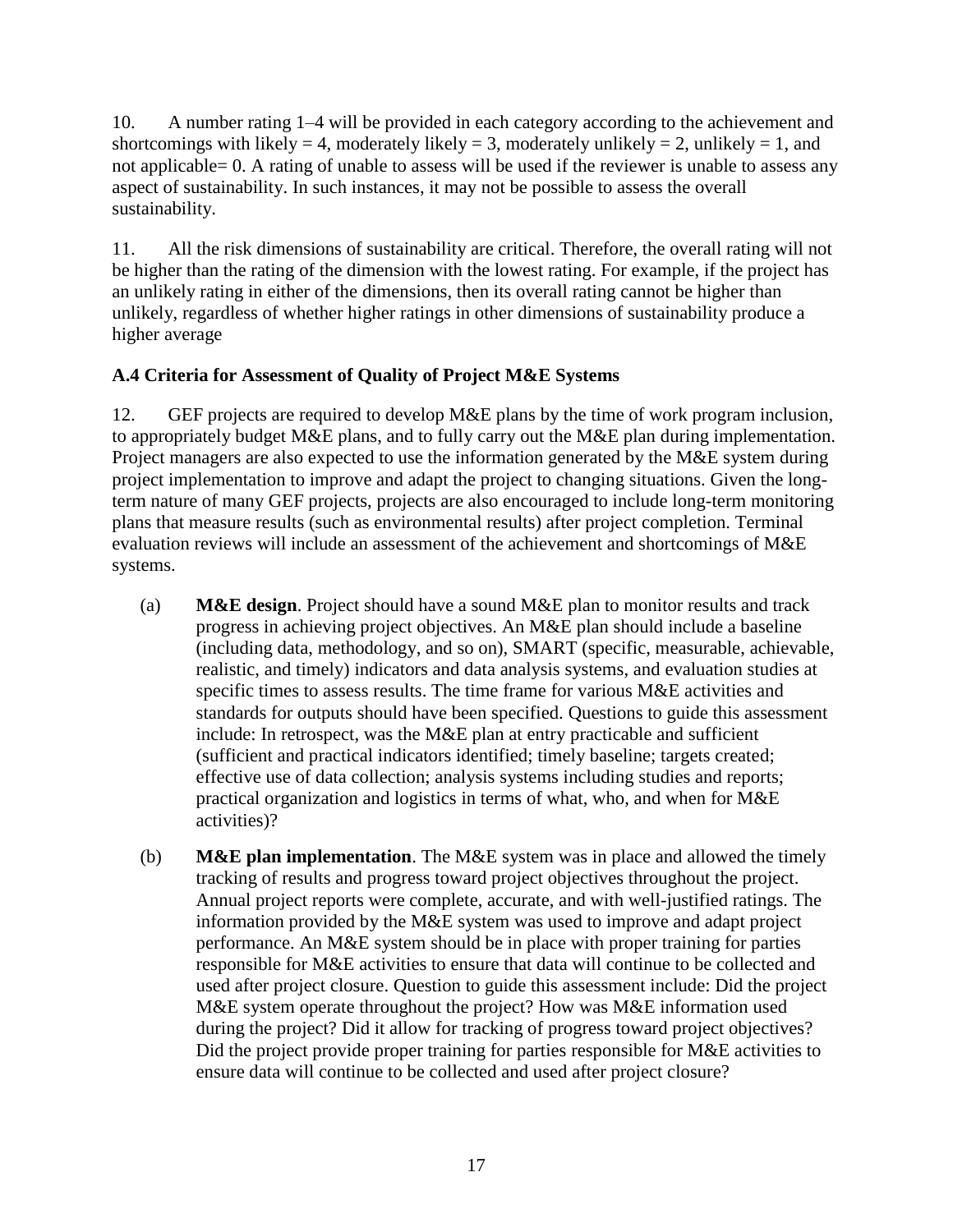10. A number rating 1–4 will be provided in each category according to the achievement and shortcomings with likely = 4, moderately likely = 3, moderately unlikely = 2, unlikely = 1, and not applicable= 0. A rating of unable to assess will be used if the reviewer is unable to assess any aspect of sustainability. In such instances, it may not be possible to assess the overall sustainability.

11. All the risk dimensions of sustainability are critical. Therefore, the overall rating will not be higher than the rating of the dimension with the lowest rating. For example, if the project has an unlikely rating in either of the dimensions, then its overall rating cannot be higher than unlikely, regardless of whether higher ratings in other dimensions of sustainability produce a higher average

### A.4 Criteria for Assessment of Quality of Project M&E Systems

12. GEF projects are required to develop M&E plans by the time of work program inclusion, to appropriately budget M&E plans, and to fully carry out the M&E plan during implementation. Project managers are also expected to use the information generated by the M&E system during project implementation to improve and adapt the project to changing situations. Given the long-term nature of many GEF projects, projects are also encouraged to include long-term monitoring plans that measure results (such as environmental results) after project completion. Terminal evaluation reviews will include an assessment of the achievement and shortcomings of M&E systems.

(a) **M&E design**. Project should have a sound M&E plan to monitor results and track progress in achieving project objectives. An M&E plan should include a baseline (including data, methodology, and so on), SMART (specific, measurable, achievable, realistic, and timely) indicators and data analysis systems, and evaluation studies at specific times to assess results. The time frame for various M&E activities and standards for outputs should have been specified. Questions to guide this assessment include: In retrospect, was the M&E plan at entry practicable and sufficient (sufficient and practical indicators identified; timely baseline; targets created; effective use of data collection; analysis systems including studies and reports; practical organization and logistics in terms of what, who, and when for M&E activities)?

(b) **M&E plan implementation**. The M&E system was in place and allowed the timely tracking of results and progress toward project objectives throughout the project. Annual project reports were complete, accurate, and with well-justified ratings. The information provided by the M&E system was used to improve and adapt project performance. An M&E system should be in place with proper training for parties responsible for M&E activities to ensure that data will continue to be collected and used after project closure. Question to guide this assessment include: Did the project M&E system operate throughout the project? How was M&E information used during the project? Did it allow for tracking of progress toward project objectives? Did the project provide proper training for parties responsible for M&E activities to ensure data will continue to be collected and used after project closure?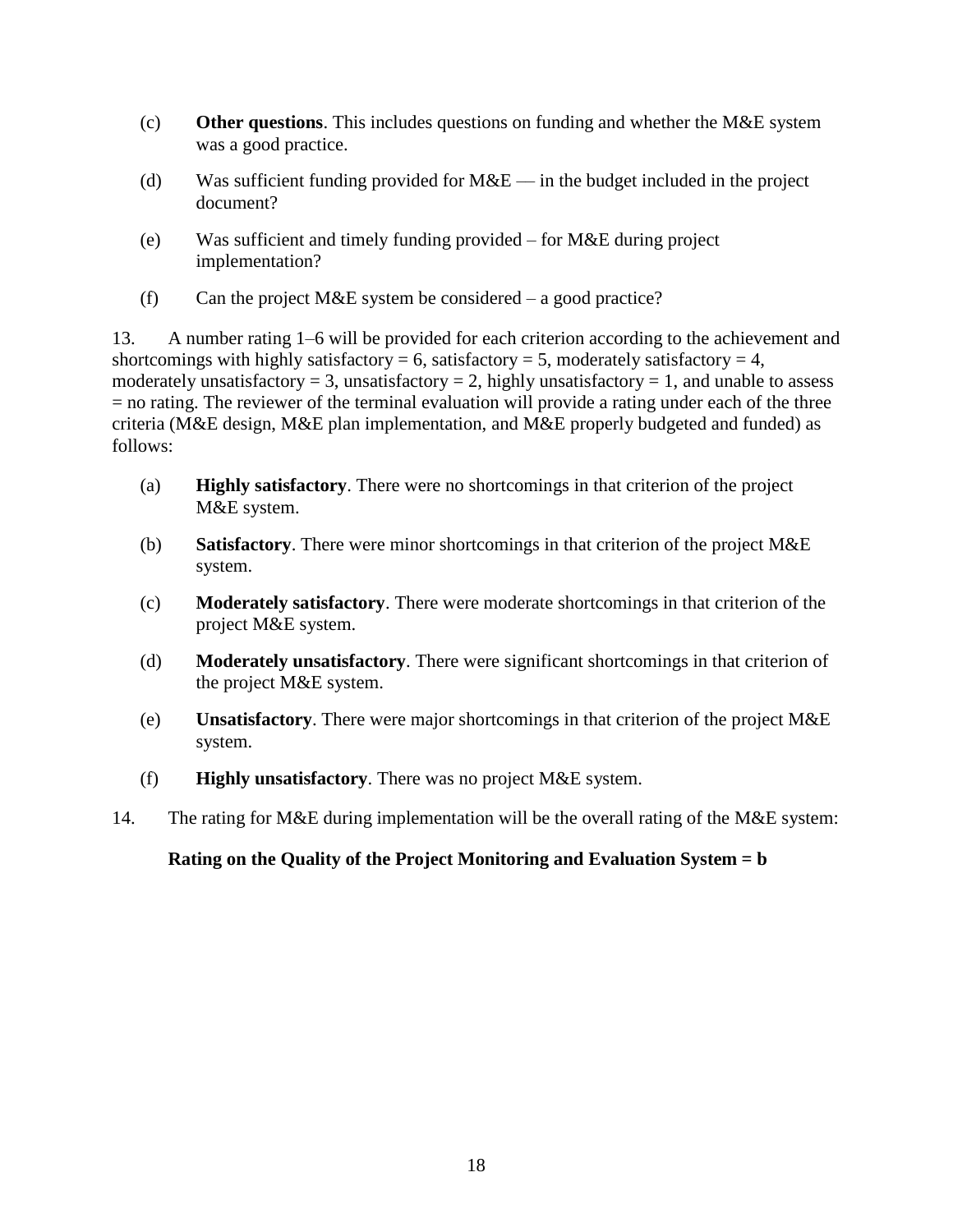(c) **Other questions**. This includes questions on funding and whether the M&E system was a good practice.

(d) Was sufficient funding provided for M&E — in the budget included in the project document?

(e) Was sufficient and timely funding provided – for M&E during project implementation?

(f) Can the project M&E system be considered – a good practice?

13. A number rating 1–6 will be provided for each criterion according to the achievement and shortcomings with highly satisfactory = 6, satisfactory = 5, moderately satisfactory = 4, moderately unsatisfactory = 3, unsatisfactory = 2, highly unsatisfactory = 1, and unable to assess = no rating. The reviewer of the terminal evaluation will provide a rating under each of the three criteria (M&E design, M&E plan implementation, and M&E properly budgeted and funded) as follows:

(a) **Highly satisfactory**. There were no shortcomings in that criterion of the project M&E system.

(b) **Satisfactory**. There were minor shortcomings in that criterion of the project M&E system.

(c) **Moderately satisfactory**. There were moderate shortcomings in that criterion of the project M&E system.

(d) **Moderately unsatisfactory**. There were significant shortcomings in that criterion of the project M&E system.

(e) **Unsatisfactory**. There were major shortcomings in that criterion of the project M&E system.

(f) **Highly unsatisfactory**. There was no project M&E system.

14. The rating for M&E during implementation will be the overall rating of the M&E system:

**Rating on the Quality of the Project Monitoring and Evaluation System = b**